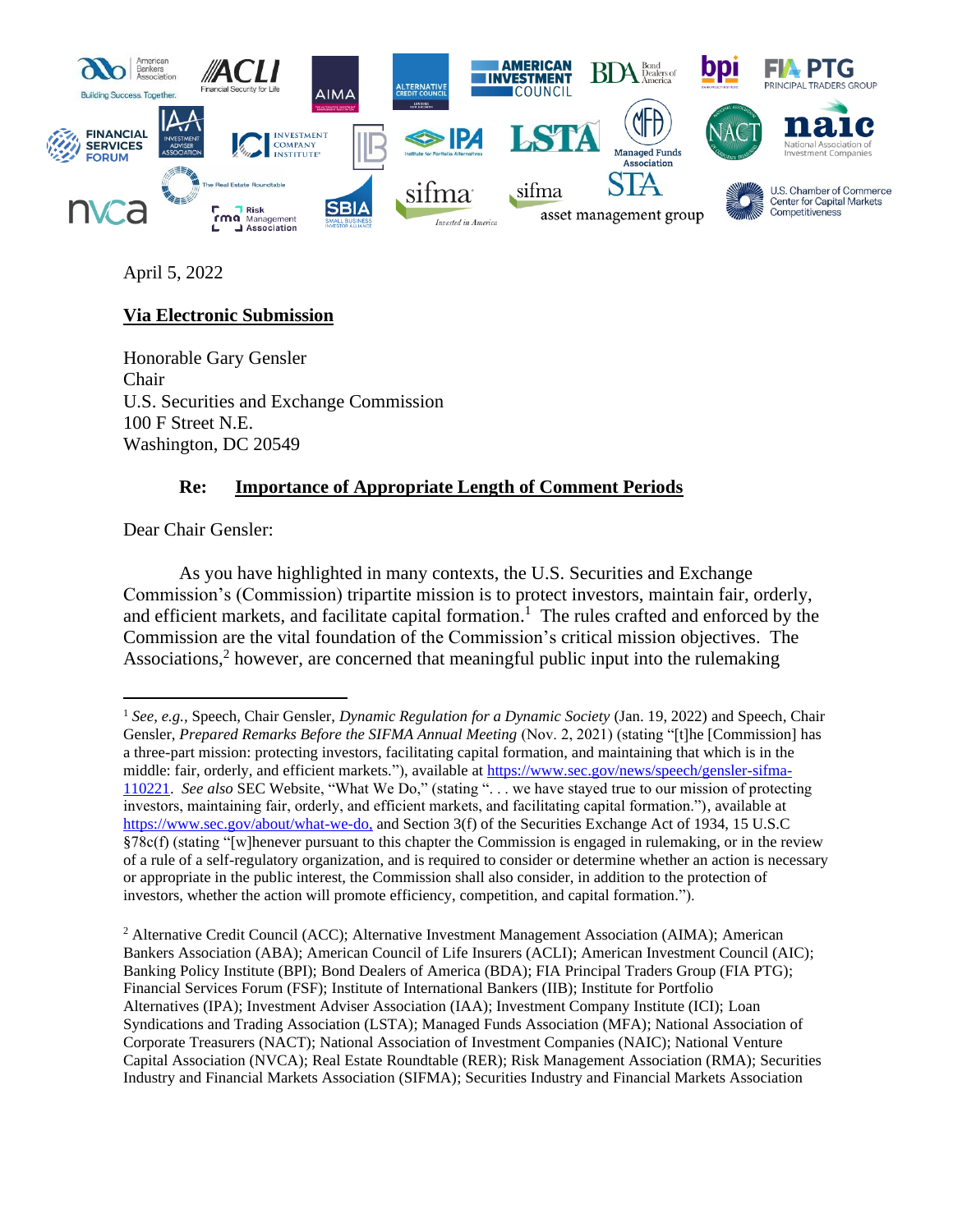April 5, 2022

**Via Electronic Submission**

Honorable Gary Gensler
Chair
U.S. Securities and Exchange Commission
100 F Street N.E.
Washington, DC 20549

**Re: Importance of Appropriate Length of Comment Periods**

Dear Chair Gensler:

As you have highlighted in many contexts, the U.S. Securities and Exchange Commission's (Commission) tripartite mission is to protect investors, maintain fair, orderly, and efficient markets, and facilitate capital formation.[1] The rules crafted and enforced by the Commission are the vital foundation of the Commission's critical mission objectives. The Associations,[2] however, are concerned that meaningful public input into the rulemaking

---

[1] *See, e.g.*, Speech, Chair Gensler, *Dynamic Regulation for a Dynamic Society* (Jan. 19, 2022) and Speech, Chair Gensler, *Prepared Remarks Before the SIFMA Annual Meeting* (Nov. 2, 2021) (stating "[t]he [Commission] has a three-part mission: protecting investors, facilitating capital formation, and maintaining that which is in the middle: fair, orderly, and efficient markets."), available at https://www.sec.gov/news/speech/gensler-sifma-110221. *See also* SEC Website, "What We Do," (stating ". . . we have stayed true to our mission of protecting investors, maintaining fair, orderly, and efficient markets, and facilitating capital formation."), available at https://www.sec.gov/about/what-we-do, and Section 3(f) of the Securities Exchange Act of 1934, 15 U.S.C §78c(f) (stating "[w]henever pursuant to this chapter the Commission is engaged in rulemaking, or in the review of a rule of a self-regulatory organization, and is required to consider or determine whether an action is necessary or appropriate in the public interest, the Commission shall also consider, in addition to the protection of investors, whether the action will promote efficiency, competition, and capital formation.").

[2] Alternative Credit Council (ACC); Alternative Investment Management Association (AIMA); American Bankers Association (ABA); American Council of Life Insurers (ACLI); American Investment Council (AIC); Banking Policy Institute (BPI); Bond Dealers of America (BDA); FIA Principal Traders Group (FIA PTG); Financial Services Forum (FSF); Institute of International Bankers (IIB); Institute for Portfolio Alternatives (IPA); Investment Adviser Association (IAA); Investment Company Institute (ICI); Loan Syndications and Trading Association (LSTA); Managed Funds Association (MFA); National Association of Corporate Treasurers (NACT); National Association of Investment Companies (NAIC); National Venture Capital Association (NVCA); Real Estate Roundtable (RER); Risk Management Association (RMA); Securities Industry and Financial Markets Association (SIFMA); Securities Industry and Financial Markets Association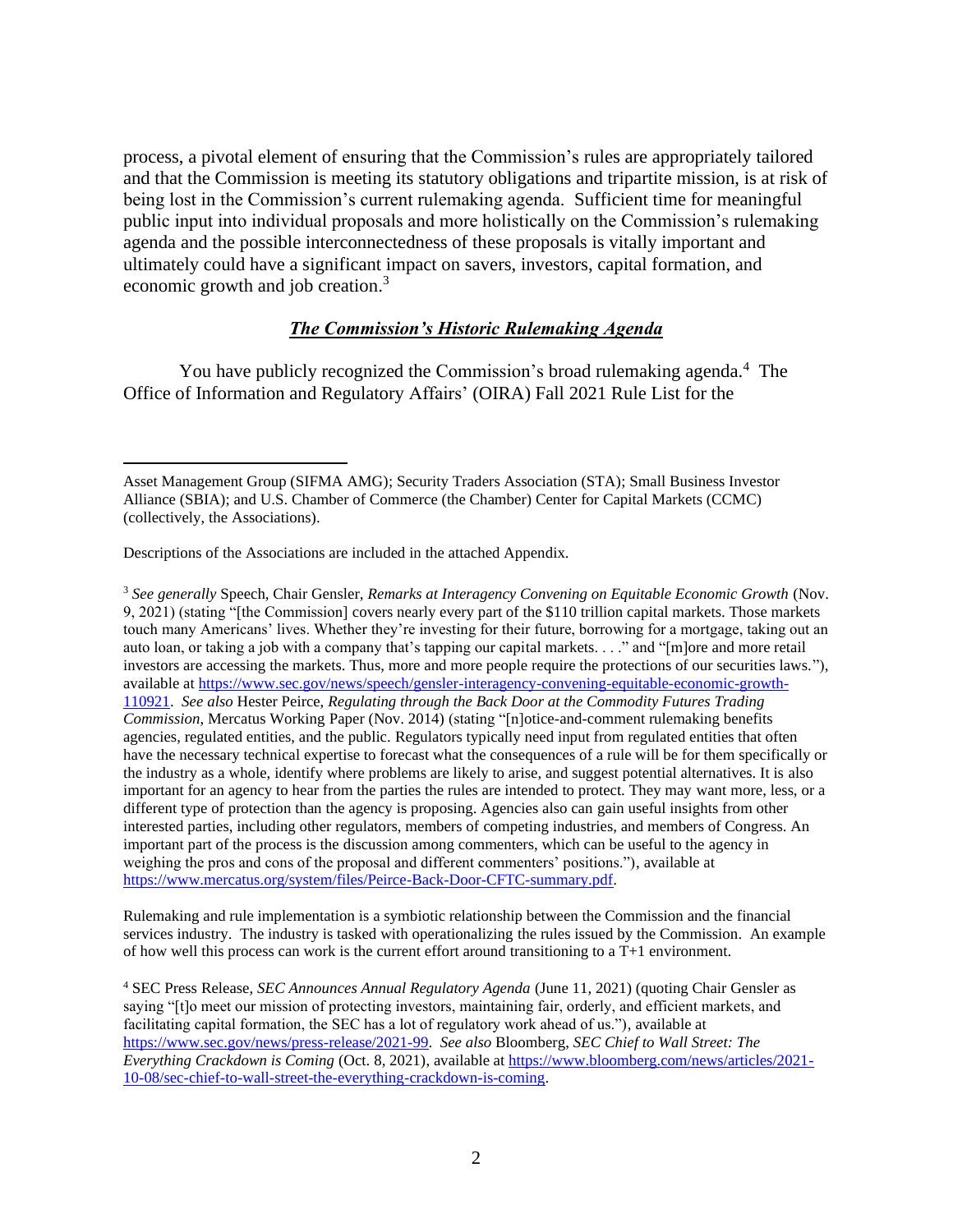process, a pivotal element of ensuring that the Commission's rules are appropriately tailored and that the Commission is meeting its statutory obligations and tripartite mission, is at risk of being lost in the Commission's current rulemaking agenda. Sufficient time for meaningful public input into individual proposals and more holistically on the Commission's rulemaking agenda and the possible interconnectedness of these proposals is vitally important and ultimately could have a significant impact on savers, investors, capital formation, and economic growth and job creation.[3]

***The Commission's Historic Rulemaking Agenda***

You have publicly recognized the Commission's broad rulemaking agenda.[4] The Office of Information and Regulatory Affairs' (OIRA) Fall 2021 Rule List for the

---

Asset Management Group (SIFMA AMG); Security Traders Association (STA); Small Business Investor Alliance (SBIA); and U.S. Chamber of Commerce (the Chamber) Center for Capital Markets (CCMC) (collectively, the Associations).

Descriptions of the Associations are included in the attached Appendix.

[3] *See generally* Speech, Chair Gensler, *Remarks at Interagency Convening on Equitable Economic Growth* (Nov. 9, 2021) (stating "[the Commission] covers nearly every part of the $110 trillion capital markets. Those markets touch many Americans' lives. Whether they're investing for their future, borrowing for a mortgage, taking out an auto loan, or taking a job with a company that's tapping our capital markets. . . ." and "[m]ore and more retail investors are accessing the markets. Thus, more and more people require the protections of our securities laws."), available at https://www.sec.gov/news/speech/gensler-interagency-convening-equitable-economic-growth-110921. *See also* Hester Peirce, *Regulating through the Back Door at the Commodity Futures Trading Commission,* Mercatus Working Paper (Nov. 2014) (stating "[n]otice-and-comment rulemaking benefits agencies, regulated entities, and the public. Regulators typically need input from regulated entities that often have the necessary technical expertise to forecast what the consequences of a rule will be for them specifically or the industry as a whole, identify where problems are likely to arise, and suggest potential alternatives. It is also important for an agency to hear from the parties the rules are intended to protect. They may want more, less, or a different type of protection than the agency is proposing. Agencies also can gain useful insights from other interested parties, including other regulators, members of competing industries, and members of Congress. An important part of the process is the discussion among commenters, which can be useful to the agency in weighing the pros and cons of the proposal and different commenters' positions."), available at https://www.mercatus.org/system/files/Peirce-Back-Door-CFTC-summary.pdf.

Rulemaking and rule implementation is a symbiotic relationship between the Commission and the financial services industry. The industry is tasked with operationalizing the rules issued by the Commission. An example of how well this process can work is the current effort around transitioning to a T+1 environment.

[4] SEC Press Release, *SEC Announces Annual Regulatory Agenda* (June 11, 2021) (quoting Chair Gensler as saying "[t]o meet our mission of protecting investors, maintaining fair, orderly, and efficient markets, and facilitating capital formation, the SEC has a lot of regulatory work ahead of us."), available at https://www.sec.gov/news/press-release/2021-99. *See also* Bloomberg, *SEC Chief to Wall Street: The Everything Crackdown is Coming* (Oct. 8, 2021), available at https://www.bloomberg.com/news/articles/2021-10-08/sec-chief-to-wall-street-the-everything-crackdown-is-coming.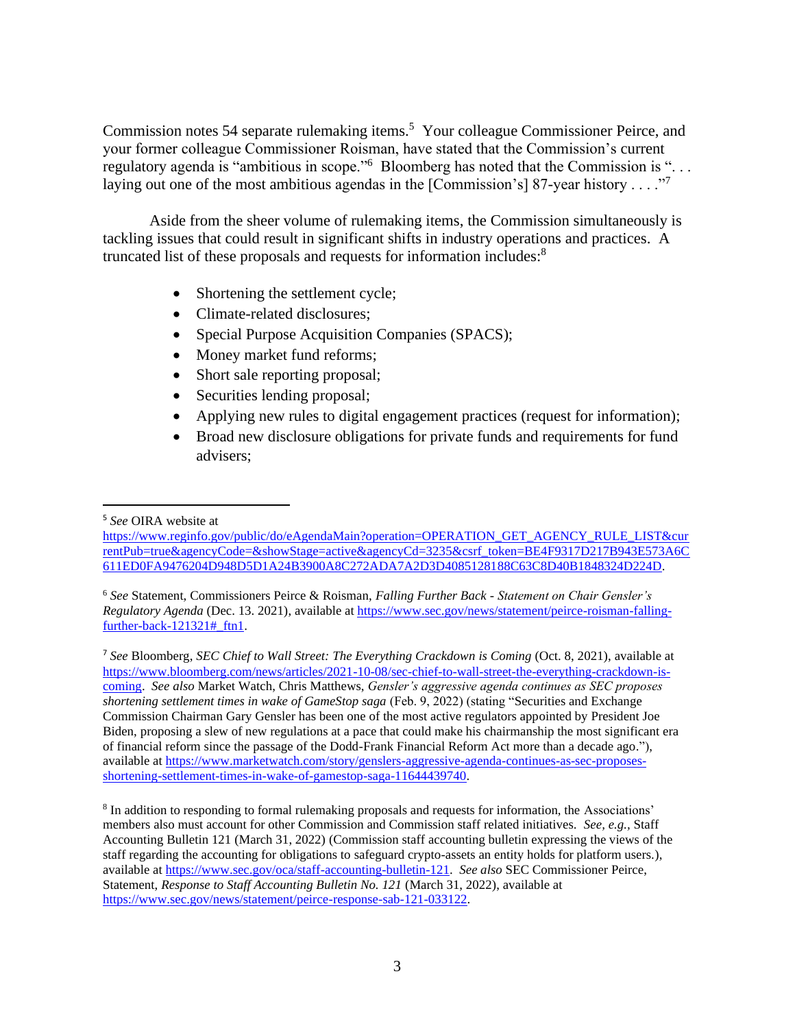Commission notes 54 separate rulemaking items.[5] Your colleague Commissioner Peirce, and your former colleague Commissioner Roisman, have stated that the Commission's current regulatory agenda is "ambitious in scope."[6] Bloomberg has noted that the Commission is ". . . laying out one of the most ambitious agendas in the [Commission's] 87-year history . . . ."[7]

Aside from the sheer volume of rulemaking items, the Commission simultaneously is tackling issues that could result in significant shifts in industry operations and practices. A truncated list of these proposals and requests for information includes:[8]

- Shortening the settlement cycle;
- Climate-related disclosures;
- Special Purpose Acquisition Companies (SPACS);
- Money market fund reforms;
- Short sale reporting proposal;
- Securities lending proposal;
- Applying new rules to digital engagement practices (request for information);
- Broad new disclosure obligations for private funds and requirements for fund advisers;

---

[5] *See* OIRA website at https://www.reginfo.gov/public/do/eAgendaMain?operation=OPERATION_GET_AGENCY_RULE_LIST&currentPub=true&agencyCode=&showStage=active&agencyCd=3235&csrf_token=BE4F9317D217B943E573A6C611ED0FA9476204D948D5D1A24B3900A8C272ADA7A2D3D4085128188C63C8D40B1848324D224D.

[6] *See* Statement, Commissioners Peirce & Roisman, *Falling Further Back - Statement on Chair Gensler's Regulatory Agenda* (Dec. 13. 2021), available at https://www.sec.gov/news/statement/peirce-roisman-falling-further-back-121321#_ftn1.

[7] *See* Bloomberg, *SEC Chief to Wall Street: The Everything Crackdown is Coming* (Oct. 8, 2021), available at https://www.bloomberg.com/news/articles/2021-10-08/sec-chief-to-wall-street-the-everything-crackdown-is-coming. *See also* Market Watch, Chris Matthews, *Gensler's aggressive agenda continues as SEC proposes shortening settlement times in wake of GameStop saga* (Feb. 9, 2022) (stating "Securities and Exchange Commission Chairman Gary Gensler has been one of the most active regulators appointed by President Joe Biden, proposing a slew of new regulations at a pace that could make his chairmanship the most significant era of financial reform since the passage of the Dodd-Frank Financial Reform Act more than a decade ago."), available at https://www.marketwatch.com/story/genslers-aggressive-agenda-continues-as-sec-proposes-shortening-settlement-times-in-wake-of-gamestop-saga-11644439740.

[8] In addition to responding to formal rulemaking proposals and requests for information, the Associations' members also must account for other Commission and Commission staff related initiatives. *See, e.g.,* Staff Accounting Bulletin 121 (March 31, 2022) (Commission staff accounting bulletin expressing the views of the staff regarding the accounting for obligations to safeguard crypto-assets an entity holds for platform users.), available at https://www.sec.gov/oca/staff-accounting-bulletin-121. *See also* SEC Commissioner Peirce, Statement, *Response to Staff Accounting Bulletin No. 121* (March 31, 2022), available at https://www.sec.gov/news/statement/peirce-response-sab-121-033122.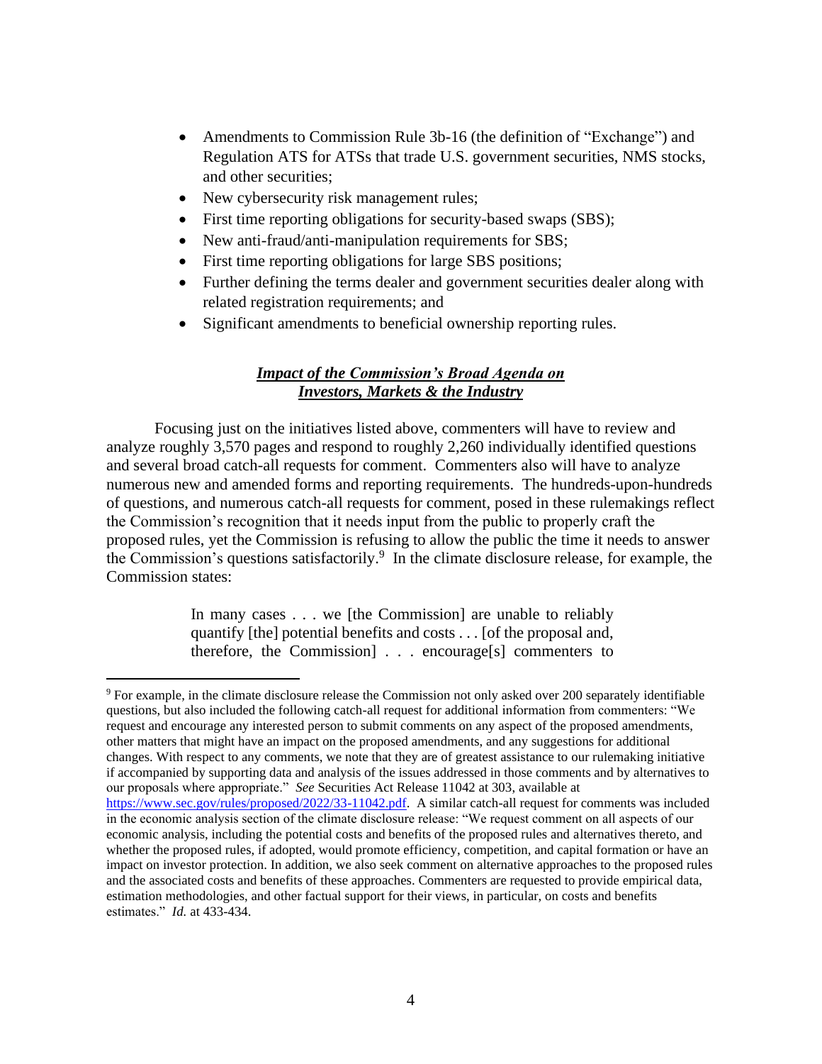- Amendments to Commission Rule 3b-16 (the definition of "Exchange") and Regulation ATS for ATSs that trade U.S. government securities, NMS stocks, and other securities;
- New cybersecurity risk management rules;
- First time reporting obligations for security-based swaps (SBS);
- New anti-fraud/anti-manipulation requirements for SBS;
- First time reporting obligations for large SBS positions;
- Further defining the terms dealer and government securities dealer along with related registration requirements; and
- Significant amendments to beneficial ownership reporting rules.

***Impact of the Commission's Broad Agenda on Investors, Markets & the Industry***

Focusing just on the initiatives listed above, commenters will have to review and analyze roughly 3,570 pages and respond to roughly 2,260 individually identified questions and several broad catch-all requests for comment. Commenters also will have to analyze numerous new and amended forms and reporting requirements. The hundreds-upon-hundreds of questions, and numerous catch-all requests for comment, posed in these rulemakings reflect the Commission's recognition that it needs input from the public to properly craft the proposed rules, yet the Commission is refusing to allow the public the time it needs to answer the Commission's questions satisfactorily.[9] In the climate disclosure release, for example, the Commission states:

> In many cases . . . we [the Commission] are unable to reliably quantify [the] potential benefits and costs . . . [of the proposal and, therefore, the Commission] . . . encourage[s] commenters to

---

[9] For example, in the climate disclosure release the Commission not only asked over 200 separately identifiable questions, but also included the following catch-all request for additional information from commenters: "We request and encourage any interested person to submit comments on any aspect of the proposed amendments, other matters that might have an impact on the proposed amendments, and any suggestions for additional changes. With respect to any comments, we note that they are of greatest assistance to our rulemaking initiative if accompanied by supporting data and analysis of the issues addressed in those comments and by alternatives to our proposals where appropriate." *See* Securities Act Release 11042 at 303, available at https://www.sec.gov/rules/proposed/2022/33-11042.pdf. A similar catch-all request for comments was included in the economic analysis section of the climate disclosure release: "We request comment on all aspects of our economic analysis, including the potential costs and benefits of the proposed rules and alternatives thereto, and whether the proposed rules, if adopted, would promote efficiency, competition, and capital formation or have an impact on investor protection. In addition, we also seek comment on alternative approaches to the proposed rules and the associated costs and benefits of these approaches. Commenters are requested to provide empirical data, estimation methodologies, and other factual support for their views, in particular, on costs and benefits estimates." *Id.* at 433-434.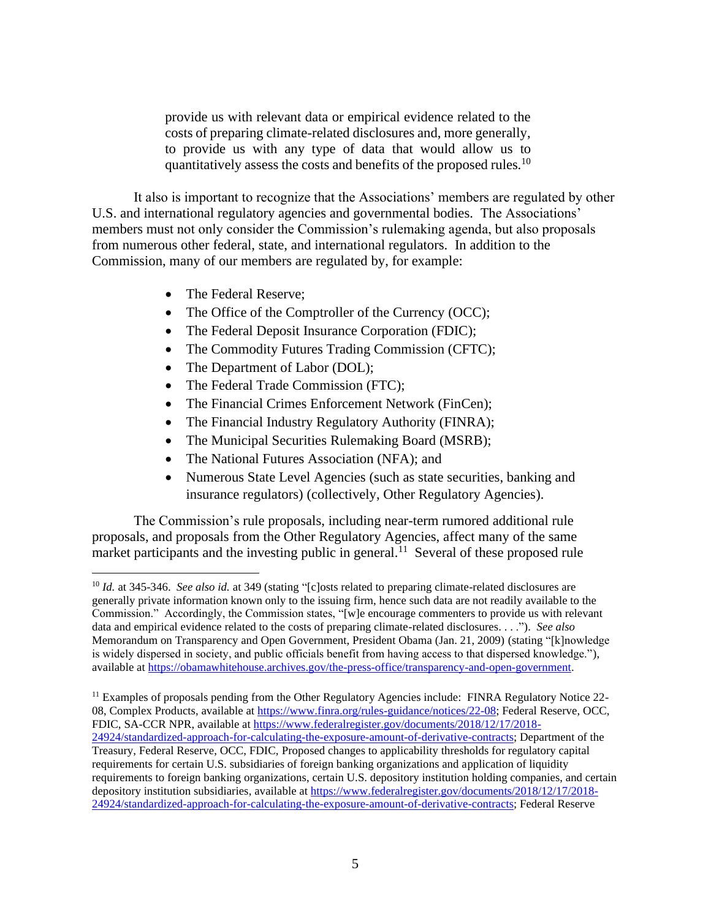> provide us with relevant data or empirical evidence related to the costs of preparing climate-related disclosures and, more generally, to provide us with any type of data that would allow us to quantitatively assess the costs and benefits of the proposed rules.[10]

It also is important to recognize that the Associations' members are regulated by other U.S. and international regulatory agencies and governmental bodies. The Associations' members must not only consider the Commission's rulemaking agenda, but also proposals from numerous other federal, state, and international regulators. In addition to the Commission, many of our members are regulated by, for example:

- The Federal Reserve;
- The Office of the Comptroller of the Currency (OCC);
- The Federal Deposit Insurance Corporation (FDIC);
- The Commodity Futures Trading Commission (CFTC);
- The Department of Labor (DOL);
- The Federal Trade Commission (FTC);
- The Financial Crimes Enforcement Network (FinCen);
- The Financial Industry Regulatory Authority (FINRA);
- The Municipal Securities Rulemaking Board (MSRB);
- The National Futures Association (NFA); and
- Numerous State Level Agencies (such as state securities, banking and insurance regulators) (collectively, Other Regulatory Agencies).

The Commission's rule proposals, including near-term rumored additional rule proposals, and proposals from the Other Regulatory Agencies, affect many of the same market participants and the investing public in general.[11] Several of these proposed rule

---

[10] *Id.* at 345-346. *See also id.* at 349 (stating "[c]osts related to preparing climate-related disclosures are generally private information known only to the issuing firm, hence such data are not readily available to the Commission." Accordingly, the Commission states, "[w]e encourage commenters to provide us with relevant data and empirical evidence related to the costs of preparing climate-related disclosures. . . ."). *See also* Memorandum on Transparency and Open Government, President Obama (Jan. 21, 2009) (stating "[k]nowledge is widely dispersed in society, and public officials benefit from having access to that dispersed knowledge."), available at https://obamawhitehouse.archives.gov/the-press-office/transparency-and-open-government.

[11] Examples of proposals pending from the Other Regulatory Agencies include: FINRA Regulatory Notice 22-08, Complex Products, available at https://www.finra.org/rules-guidance/notices/22-08; Federal Reserve, OCC, FDIC, SA-CCR NPR, available at https://www.federalregister.gov/documents/2018/12/17/2018-24924/standardized-approach-for-calculating-the-exposure-amount-of-derivative-contracts; Department of the Treasury, Federal Reserve, OCC, FDIC, Proposed changes to applicability thresholds for regulatory capital requirements for certain U.S. subsidiaries of foreign banking organizations and application of liquidity requirements to foreign banking organizations, certain U.S. depository institution holding companies, and certain depository institution subsidiaries, available at https://www.federalregister.gov/documents/2018/12/17/2018-24924/standardized-approach-for-calculating-the-exposure-amount-of-derivative-contracts; Federal Reserve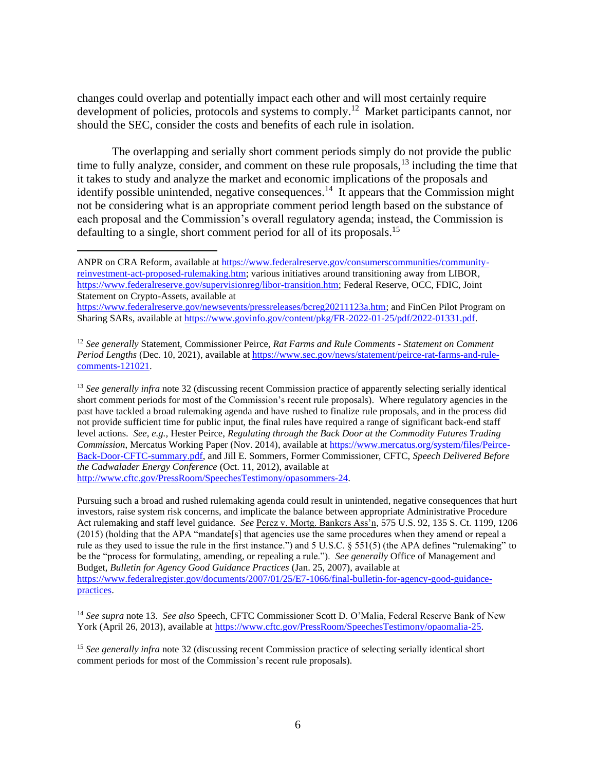changes could overlap and potentially impact each other and will most certainly require development of policies, protocols and systems to comply.[12] Market participants cannot, nor should the SEC, consider the costs and benefits of each rule in isolation.

The overlapping and serially short comment periods simply do not provide the public time to fully analyze, consider, and comment on these rule proposals,[13] including the time that it takes to study and analyze the market and economic implications of the proposals and identify possible unintended, negative consequences.[14] It appears that the Commission might not be considering what is an appropriate comment period length based on the substance of each proposal and the Commission's overall regulatory agenda; instead, the Commission is defaulting to a single, short comment period for all of its proposals.[15]

---

ANPR on CRA Reform, available at https://www.federalreserve.gov/consumerscommunities/community-reinvestment-act-proposed-rulemaking.htm; various initiatives around transitioning away from LIBOR, https://www.federalreserve.gov/supervisionreg/libor-transition.htm; Federal Reserve, OCC, FDIC, Joint Statement on Crypto-Assets, available at https://www.federalreserve.gov/newsevents/pressreleases/bcreg20211123a.htm; and FinCen Pilot Program on Sharing SARs, available at https://www.govinfo.gov/content/pkg/FR-2022-01-25/pdf/2022-01331.pdf.

[12] *See generally* Statement, Commissioner Peirce, *Rat Farms and Rule Comments - Statement on Comment Period Lengths* (Dec. 10, 2021), available at https://www.sec.gov/news/statement/peirce-rat-farms-and-rule-comments-121021.

[13] *See generally infra* note 32 (discussing recent Commission practice of apparently selecting serially identical short comment periods for most of the Commission's recent rule proposals). Where regulatory agencies in the past have tackled a broad rulemaking agenda and have rushed to finalize rule proposals, and in the process did not provide sufficient time for public input, the final rules have required a range of significant back-end staff level actions. *See, e.g.,* Hester Peirce, *Regulating through the Back Door at the Commodity Futures Trading Commission*, Mercatus Working Paper (Nov. 2014), available at https://www.mercatus.org/system/files/Peirce-Back-Door-CFTC-summary.pdf, and Jill E. Sommers, Former Commissioner, CFTC, *Speech Delivered Before the Cadwalader Energy Conference* (Oct. 11, 2012), available at http://www.cftc.gov/PressRoom/SpeechesTestimony/opasommers-24.

Pursuing such a broad and rushed rulemaking agenda could result in unintended, negative consequences that hurt investors, raise system risk concerns, and implicate the balance between appropriate Administrative Procedure Act rulemaking and staff level guidance. *See* Perez v. Mortg. Bankers Ass'n, 575 U.S. 92, 135 S. Ct. 1199, 1206 (2015) (holding that the APA "mandate[s] that agencies use the same procedures when they amend or repeal a rule as they used to issue the rule in the first instance.") and 5 U.S.C. § 551(5) (the APA defines "rulemaking" to be the "process for formulating, amending, or repealing a rule."). *See generally* Office of Management and Budget, *Bulletin for Agency Good Guidance Practices* (Jan. 25, 2007), available at https://www.federalregister.gov/documents/2007/01/25/E7-1066/final-bulletin-for-agency-good-guidance-practices.

[14] *See supra* note 13. *See also* Speech, CFTC Commissioner Scott D. O'Malia, Federal Reserve Bank of New York (April 26, 2013), available at https://www.cftc.gov/PressRoom/SpeechesTestimony/opaomalia-25.

[15] *See generally infra* note 32 (discussing recent Commission practice of selecting serially identical short comment periods for most of the Commission's recent rule proposals).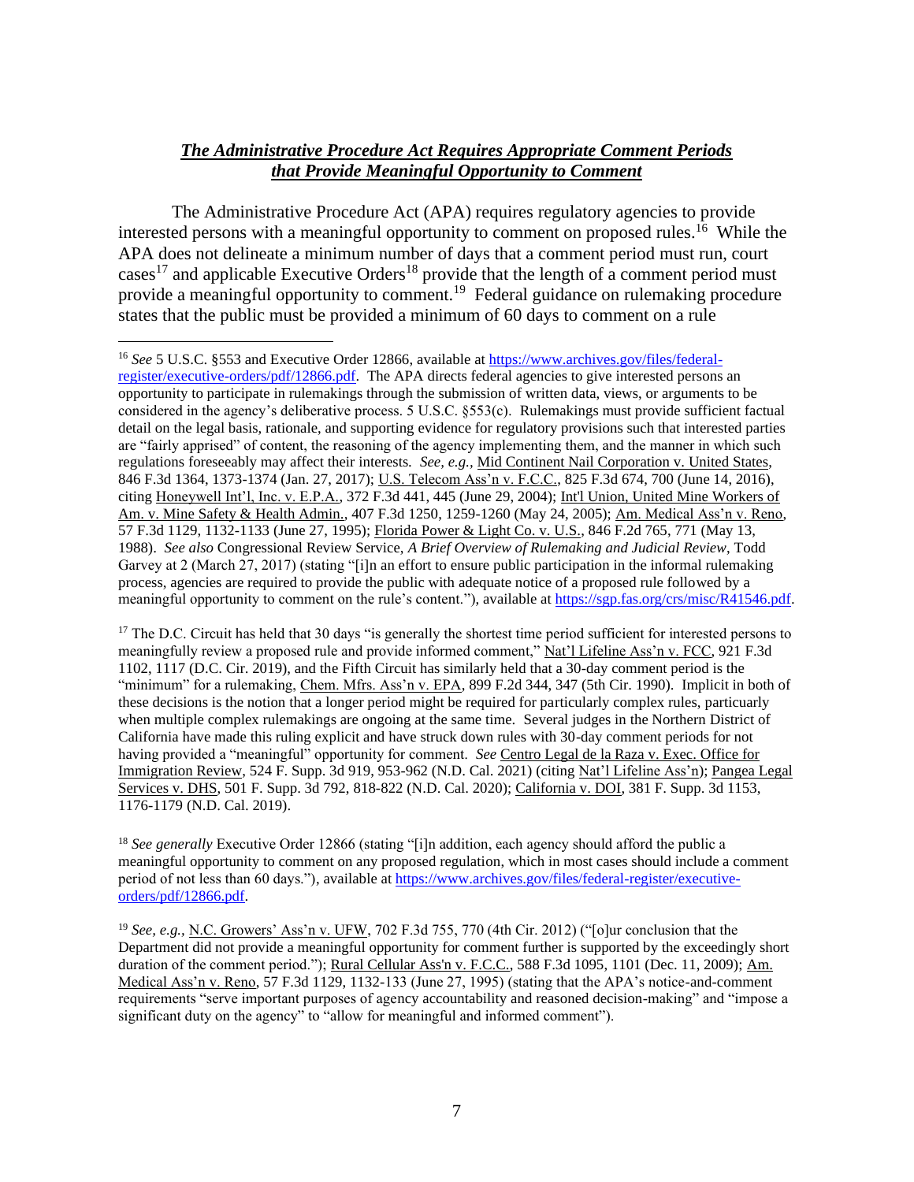## ***The Administrative Procedure Act Requires Appropriate Comment Periods that Provide Meaningful Opportunity to Comment***

The Administrative Procedure Act (APA) requires regulatory agencies to provide interested persons with a meaningful opportunity to comment on proposed rules.[16] While the APA does not delineate a minimum number of days that a comment period must run, court cases[17] and applicable Executive Orders[18] provide that the length of a comment period must provide a meaningful opportunity to comment.[19] Federal guidance on rulemaking procedure states that the public must be provided a minimum of 60 days to comment on a rule

---

[16] *See* 5 U.S.C. §553 and Executive Order 12866, available at https://www.archives.gov/files/federal-register/executive-orders/pdf/12866.pdf. The APA directs federal agencies to give interested persons an opportunity to participate in rulemakings through the submission of written data, views, or arguments to be considered in the agency's deliberative process. 5 U.S.C. §553(c). Rulemakings must provide sufficient factual detail on the legal basis, rationale, and supporting evidence for regulatory provisions such that interested parties are "fairly apprised" of content, the reasoning of the agency implementing them, and the manner in which such regulations foreseeably may affect their interests. *See, e.g.,* Mid Continent Nail Corporation v. United States, 846 F.3d 1364, 1373-1374 (Jan. 27, 2017); U.S. Telecom Ass'n v. F.C.C., 825 F.3d 674, 700 (June 14, 2016), citing Honeywell Int'l, Inc. v. E.P.A., 372 F.3d 441, 445 (June 29, 2004); Int'l Union, United Mine Workers of Am. v. Mine Safety & Health Admin., 407 F.3d 1250, 1259-1260 (May 24, 2005); Am. Medical Ass'n v. Reno, 57 F.3d 1129, 1132-1133 (June 27, 1995); Florida Power & Light Co. v. U.S., 846 F.2d 765, 771 (May 13, 1988). *See also* Congressional Review Service, *A Brief Overview of Rulemaking and Judicial Review*, Todd Garvey at 2 (March 27, 2017) (stating "[i]n an effort to ensure public participation in the informal rulemaking process, agencies are required to provide the public with adequate notice of a proposed rule followed by a meaningful opportunity to comment on the rule's content."), available at https://sgp.fas.org/crs/misc/R41546.pdf.

[17] The D.C. Circuit has held that 30 days "is generally the shortest time period sufficient for interested persons to meaningfully review a proposed rule and provide informed comment," Nat'l Lifeline Ass'n v. FCC, 921 F.3d 1102, 1117 (D.C. Cir. 2019), and the Fifth Circuit has similarly held that a 30-day comment period is the "minimum" for a rulemaking, Chem. Mfrs. Ass'n v. EPA, 899 F.2d 344, 347 (5th Cir. 1990). Implicit in both of these decisions is the notion that a longer period might be required for particularly complex rules, particuarly when multiple complex rulemakings are ongoing at the same time. Several judges in the Northern District of California have made this ruling explicit and have struck down rules with 30-day comment periods for not having provided a "meaningful" opportunity for comment. *See* Centro Legal de la Raza v. Exec. Office for Immigration Review, 524 F. Supp. 3d 919, 953-962 (N.D. Cal. 2021) (citing Nat'l Lifeline Ass'n); Pangea Legal Services v. DHS, 501 F. Supp. 3d 792, 818-822 (N.D. Cal. 2020); California v. DOI, 381 F. Supp. 3d 1153, 1176-1179 (N.D. Cal. 2019).

[18] *See generally* Executive Order 12866 (stating "[i]n addition, each agency should afford the public a meaningful opportunity to comment on any proposed regulation, which in most cases should include a comment period of not less than 60 days."), available at https://www.archives.gov/files/federal-register/executive-orders/pdf/12866.pdf.

[19] *See, e.g.,* N.C. Growers' Ass'n v. UFW, 702 F.3d 755, 770 (4th Cir. 2012) ("[o]ur conclusion that the Department did not provide a meaningful opportunity for comment further is supported by the exceedingly short duration of the comment period."); Rural Cellular Ass'n v. F.C.C., 588 F.3d 1095, 1101 (Dec. 11, 2009); Am. Medical Ass'n v. Reno, 57 F.3d 1129, 1132-133 (June 27, 1995) (stating that the APA's notice-and-comment requirements "serve important purposes of agency accountability and reasoned decision-making" and "impose a significant duty on the agency" to "allow for meaningful and informed comment").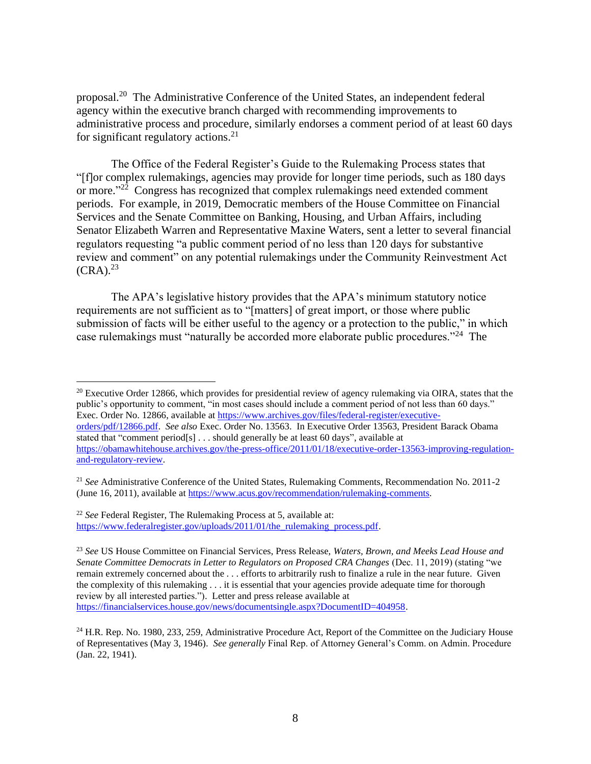proposal.[20] The Administrative Conference of the United States, an independent federal agency within the executive branch charged with recommending improvements to administrative process and procedure, similarly endorses a comment period of at least 60 days for significant regulatory actions.[21]

The Office of the Federal Register's Guide to the Rulemaking Process states that "[f]or complex rulemakings, agencies may provide for longer time periods, such as 180 days or more."[22] Congress has recognized that complex rulemakings need extended comment periods. For example, in 2019, Democratic members of the House Committee on Financial Services and the Senate Committee on Banking, Housing, and Urban Affairs, including Senator Elizabeth Warren and Representative Maxine Waters, sent a letter to several financial regulators requesting "a public comment period of no less than 120 days for substantive review and comment" on any potential rulemakings under the Community Reinvestment Act (CRA).[23]

The APA's legislative history provides that the APA's minimum statutory notice requirements are not sufficient as to "[matters] of great import, or those where public submission of facts will be either useful to the agency or a protection to the public," in which case rulemakings must "naturally be accorded more elaborate public procedures."[24] The

---

[20] Executive Order 12866, which provides for presidential review of agency rulemaking via OIRA, states that the public's opportunity to comment, "in most cases should include a comment period of not less than 60 days." Exec. Order No. 12866, available at https://www.archives.gov/files/federal-register/executive-orders/pdf/12866.pdf. *See also* Exec. Order No. 13563. In Executive Order 13563, President Barack Obama stated that "comment period[s] . . . should generally be at least 60 days", available at https://obamawhitehouse.archives.gov/the-press-office/2011/01/18/executive-order-13563-improving-regulation-and-regulatory-review.

[21] *See* Administrative Conference of the United States, Rulemaking Comments, Recommendation No. 2011-2 (June 16, 2011), available at https://www.acus.gov/recommendation/rulemaking-comments.

[22] *See* Federal Register, The Rulemaking Process at 5, available at: https://www.federalregister.gov/uploads/2011/01/the_rulemaking_process.pdf.

[23] *See* US House Committee on Financial Services, Press Release, *Waters, Brown, and Meeks Lead House and Senate Committee Democrats in Letter to Regulators on Proposed CRA Changes* (Dec. 11, 2019) (stating "we remain extremely concerned about the . . . efforts to arbitrarily rush to finalize a rule in the near future. Given the complexity of this rulemaking . . . it is essential that your agencies provide adequate time for thorough review by all interested parties."). Letter and press release available at https://financialservices.house.gov/news/documentsingle.aspx?DocumentID=404958.

[24] H.R. Rep. No. 1980, 233, 259, Administrative Procedure Act, Report of the Committee on the Judiciary House of Representatives (May 3, 1946). *See generally* Final Rep. of Attorney General's Comm. on Admin. Procedure (Jan. 22, 1941).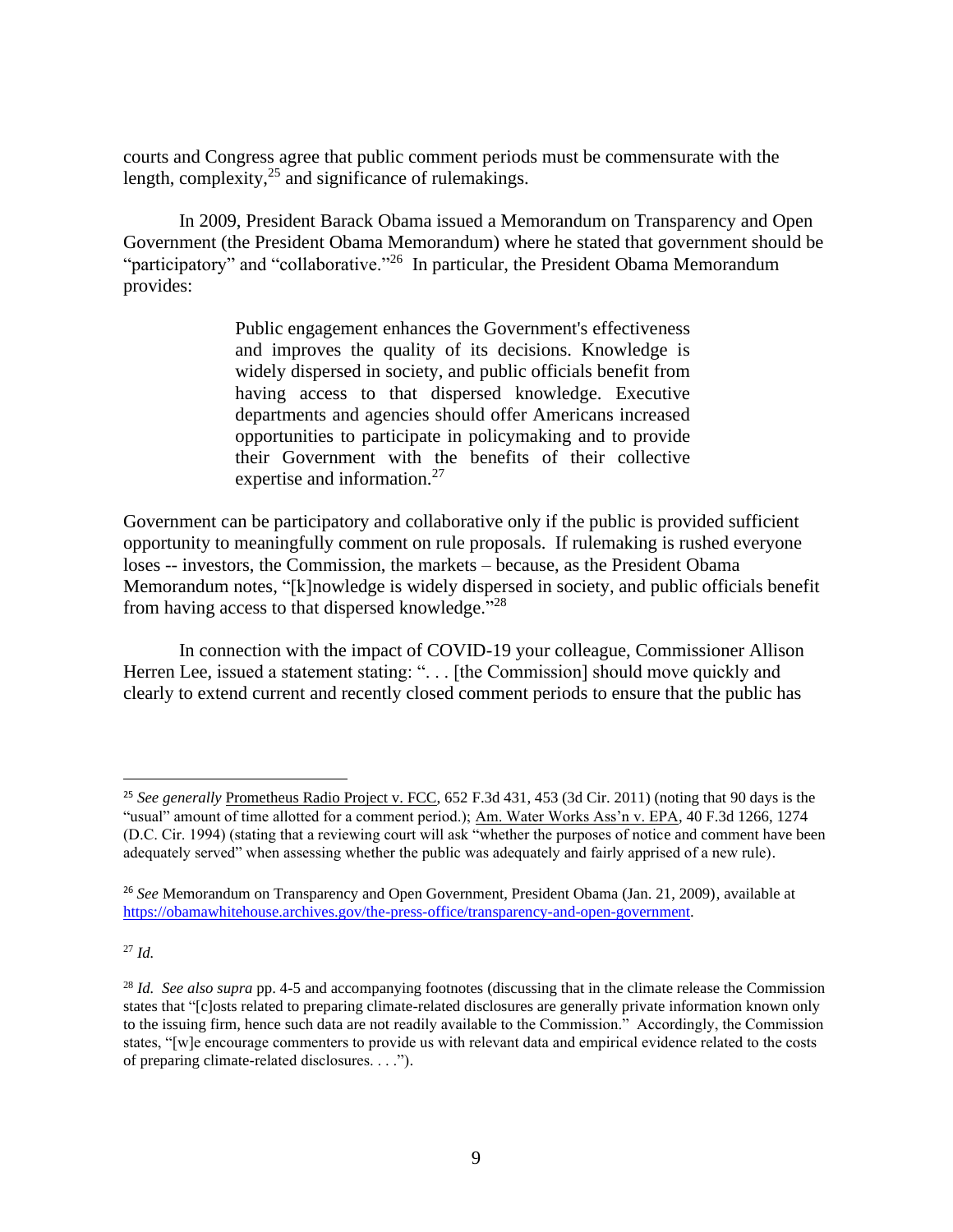courts and Congress agree that public comment periods must be commensurate with the length, complexity,[25] and significance of rulemakings.

In 2009, President Barack Obama issued a Memorandum on Transparency and Open Government (the President Obama Memorandum) where he stated that government should be "participatory" and "collaborative."[26] In particular, the President Obama Memorandum provides:

> Public engagement enhances the Government's effectiveness and improves the quality of its decisions. Knowledge is widely dispersed in society, and public officials benefit from having access to that dispersed knowledge. Executive departments and agencies should offer Americans increased opportunities to participate in policymaking and to provide their Government with the benefits of their collective expertise and information.[27]

Government can be participatory and collaborative only if the public is provided sufficient opportunity to meaningfully comment on rule proposals. If rulemaking is rushed everyone loses -- investors, the Commission, the markets – because, as the President Obama Memorandum notes, "[k]nowledge is widely dispersed in society, and public officials benefit from having access to that dispersed knowledge."[28]

In connection with the impact of COVID-19 your colleague, Commissioner Allison Herren Lee, issued a statement stating: ". . . [the Commission] should move quickly and clearly to extend current and recently closed comment periods to ensure that the public has

---

[25] *See generally* Prometheus Radio Project v. FCC, 652 F.3d 431, 453 (3d Cir. 2011) (noting that 90 days is the "usual" amount of time allotted for a comment period.); Am. Water Works Ass'n v. EPA, 40 F.3d 1266, 1274 (D.C. Cir. 1994) (stating that a reviewing court will ask "whether the purposes of notice and comment have been adequately served" when assessing whether the public was adequately and fairly apprised of a new rule).

[26] *See* Memorandum on Transparency and Open Government, President Obama (Jan. 21, 2009), available at https://obamawhitehouse.archives.gov/the-press-office/transparency-and-open-government.

[27] *Id.*

[28] *Id. See also supra* pp. 4-5 and accompanying footnotes (discussing that in the climate release the Commission states that "[c]osts related to preparing climate-related disclosures are generally private information known only to the issuing firm, hence such data are not readily available to the Commission." Accordingly, the Commission states, "[w]e encourage commenters to provide us with relevant data and empirical evidence related to the costs of preparing climate-related disclosures. . . .").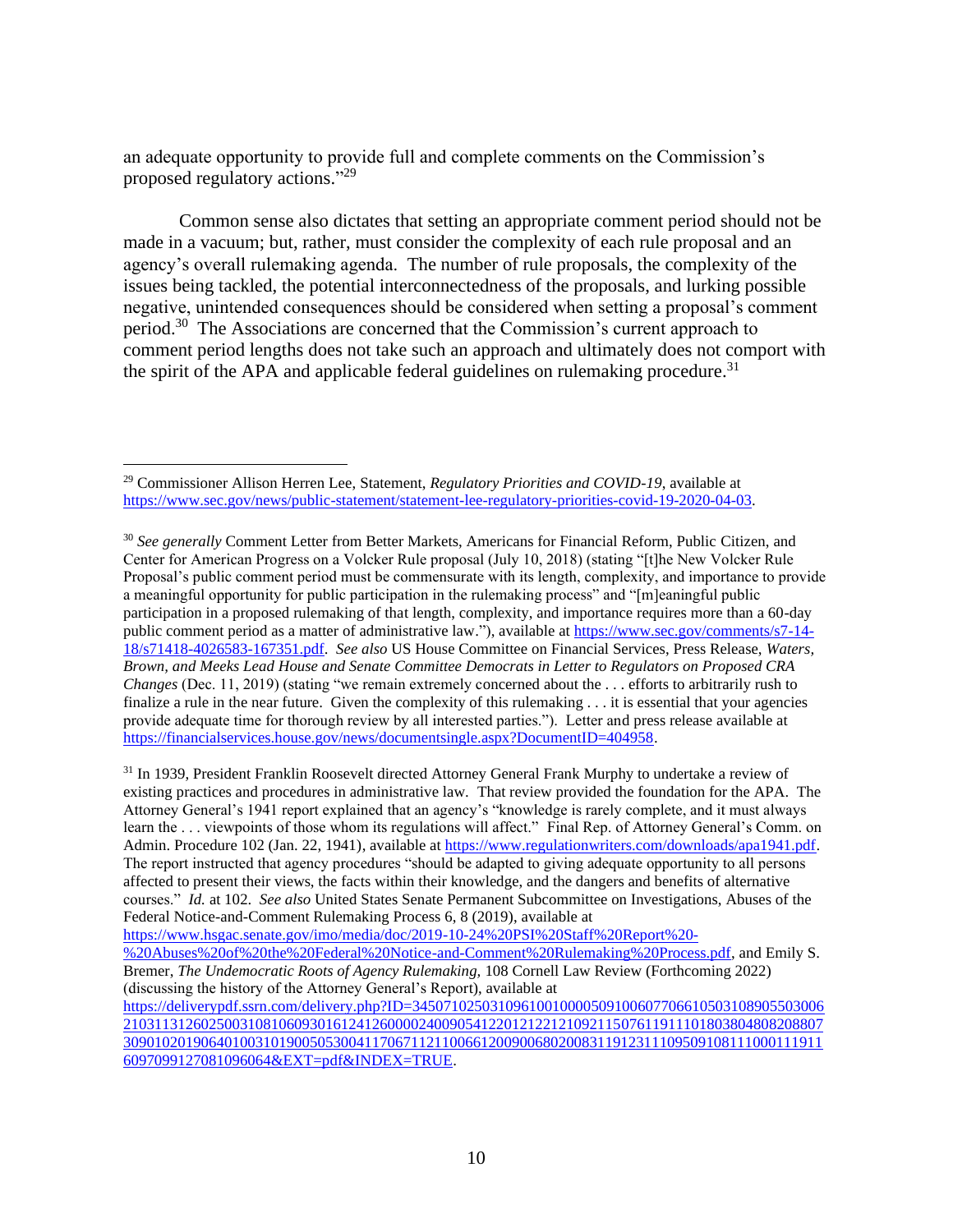an adequate opportunity to provide full and complete comments on the Commission's proposed regulatory actions."[29]

Common sense also dictates that setting an appropriate comment period should not be made in a vacuum; but, rather, must consider the complexity of each rule proposal and an agency's overall rulemaking agenda. The number of rule proposals, the complexity of the issues being tackled, the potential interconnectedness of the proposals, and lurking possible negative, unintended consequences should be considered when setting a proposal's comment period.[30] The Associations are concerned that the Commission's current approach to comment period lengths does not take such an approach and ultimately does not comport with the spirit of the APA and applicable federal guidelines on rulemaking procedure.[31]

---

[29] Commissioner Allison Herren Lee, Statement, *Regulatory Priorities and COVID-19*, available at https://www.sec.gov/news/public-statement/statement-lee-regulatory-priorities-covid-19-2020-04-03.

[30] *See generally* Comment Letter from Better Markets, Americans for Financial Reform, Public Citizen, and Center for American Progress on a Volcker Rule proposal (July 10, 2018) (stating "[t]he New Volcker Rule Proposal's public comment period must be commensurate with its length, complexity, and importance to provide a meaningful opportunity for public participation in the rulemaking process" and "[m]eaningful public participation in a proposed rulemaking of that length, complexity, and importance requires more than a 60-day public comment period as a matter of administrative law."), available at https://www.sec.gov/comments/s7-14-18/s71418-4026583-167351.pdf. *See also* US House Committee on Financial Services, Press Release, *Waters, Brown, and Meeks Lead House and Senate Committee Democrats in Letter to Regulators on Proposed CRA Changes* (Dec. 11, 2019) (stating "we remain extremely concerned about the . . . efforts to arbitrarily rush to finalize a rule in the near future. Given the complexity of this rulemaking . . . it is essential that your agencies provide adequate time for thorough review by all interested parties."). Letter and press release available at https://financialservices.house.gov/news/documentsingle.aspx?DocumentID=404958.

[31] In 1939, President Franklin Roosevelt directed Attorney General Frank Murphy to undertake a review of existing practices and procedures in administrative law. That review provided the foundation for the APA. The Attorney General's 1941 report explained that an agency's "knowledge is rarely complete, and it must always learn the . . . viewpoints of those whom its regulations will affect." Final Rep. of Attorney General's Comm. on Admin. Procedure 102 (Jan. 22, 1941), available at https://www.regulationwriters.com/downloads/apa1941.pdf. The report instructed that agency procedures "should be adapted to giving adequate opportunity to all persons affected to present their views, the facts within their knowledge, and the dangers and benefits of alternative courses." *Id.* at 102. *See also* United States Senate Permanent Subcommittee on Investigations, Abuses of the Federal Notice-and-Comment Rulemaking Process 6, 8 (2019), available at https://www.hsgac.senate.gov/imo/media/doc/2019-10-24%20PSI%20Staff%20Report%20-%20Abuses%20of%20the%20Federal%20Notice-and-Comment%20Rulemaking%20Process.pdf, and Emily S. Bremer, *The Undemocratic Roots of Agency Rulemaking,* 108 Cornell Law Review (Forthcoming 2022) (discussing the history of the Attorney General's Report), available at https://deliverypdf.ssrn.com/delivery.php?ID=345071025031096100100005091006077066105031089055030062103113126025003108106093016124126000024009054122012122121092115076119111018038048082088073090102019064010031019005053004117067112110066120090068020083119123111095091081110001119116097099127081096064&EXT=pdf&INDEX=TRUE.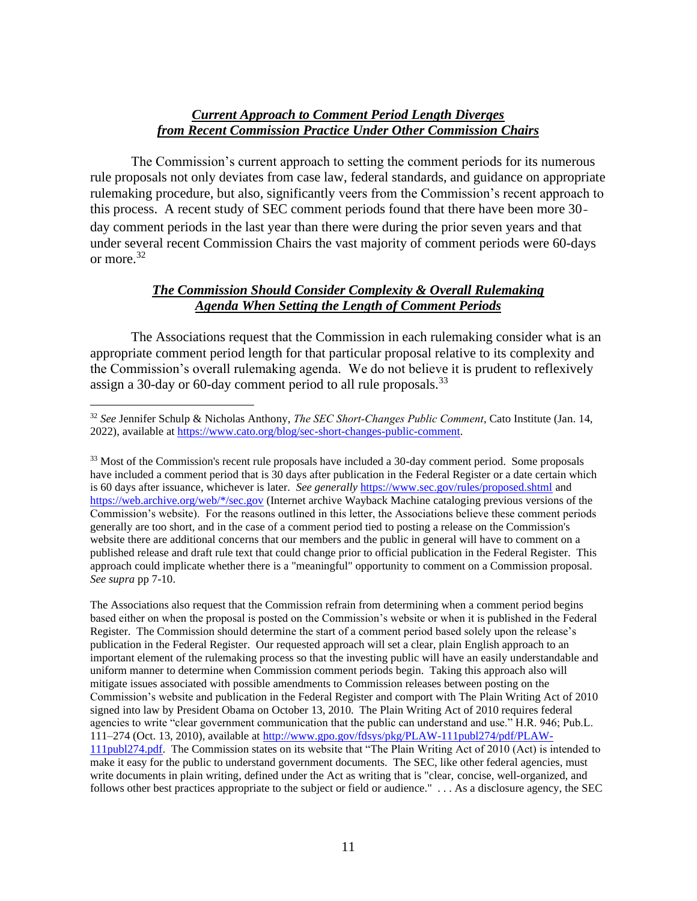***Current Approach to Comment Period Length Diverges from Recent Commission Practice Under Other Commission Chairs***

The Commission's current approach to setting the comment periods for its numerous rule proposals not only deviates from case law, federal standards, and guidance on appropriate rulemaking procedure, but also, significantly veers from the Commission's recent approach to this process. A recent study of SEC comment periods found that there have been more 30-day comment periods in the last year than there were during the prior seven years and that under several recent Commission Chairs the vast majority of comment periods were 60-days or more.[32]

***The Commission Should Consider Complexity & Overall Rulemaking Agenda When Setting the Length of Comment Periods***

The Associations request that the Commission in each rulemaking consider what is an appropriate comment period length for that particular proposal relative to its complexity and the Commission's overall rulemaking agenda. We do not believe it is prudent to reflexively assign a 30-day or 60-day comment period to all rule proposals.[33]

---

[32] *See* Jennifer Schulp & Nicholas Anthony, *The SEC Short-Changes Public Comment*, Cato Institute (Jan. 14, 2022), available at https://www.cato.org/blog/sec-short-changes-public-comment.

[33] Most of the Commission's recent rule proposals have included a 30-day comment period. Some proposals have included a comment period that is 30 days after publication in the Federal Register or a date certain which is 60 days after issuance, whichever is later. *See generally* https://www.sec.gov/rules/proposed.shtml and https://web.archive.org/web/*/sec.gov (Internet archive Wayback Machine cataloging previous versions of the Commission's website). For the reasons outlined in this letter, the Associations believe these comment periods generally are too short, and in the case of a comment period tied to posting a release on the Commission's website there are additional concerns that our members and the public in general will have to comment on a published release and draft rule text that could change prior to official publication in the Federal Register. This approach could implicate whether there is a "meaningful" opportunity to comment on a Commission proposal. *See supra* pp 7-10.

The Associations also request that the Commission refrain from determining when a comment period begins based either on when the proposal is posted on the Commission's website or when it is published in the Federal Register. The Commission should determine the start of a comment period based solely upon the release's publication in the Federal Register. Our requested approach will set a clear, plain English approach to an important element of the rulemaking process so that the investing public will have an easily understandable and uniform manner to determine when Commission comment periods begin. Taking this approach also will mitigate issues associated with possible amendments to Commission releases between posting on the Commission's website and publication in the Federal Register and comport with The Plain Writing Act of 2010 signed into law by President Obama on October 13, 2010. The Plain Writing Act of 2010 requires federal agencies to write "clear government communication that the public can understand and use." H.R. 946; Pub.L. 111–274 (Oct. 13, 2010), available at http://www.gpo.gov/fdsys/pkg/PLAW-111publ274/pdf/PLAW-111publ274.pdf. The Commission states on its website that "The Plain Writing Act of 2010 (Act) is intended to make it easy for the public to understand government documents. The SEC, like other federal agencies, must write documents in plain writing, defined under the Act as writing that is "clear, concise, well-organized, and follows other best practices appropriate to the subject or field or audience." . . . As a disclosure agency, the SEC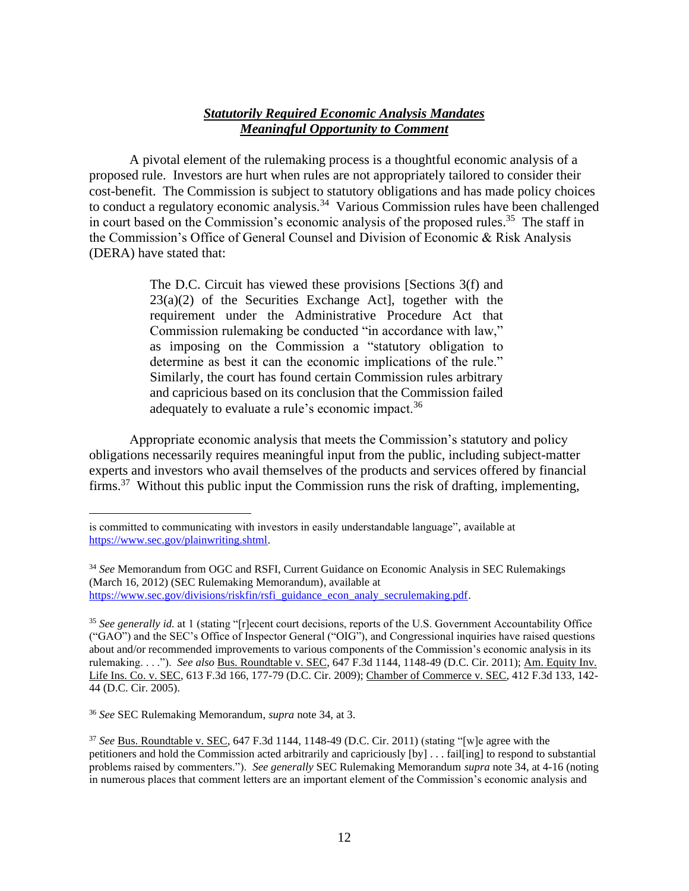***Statutorily Required Economic Analysis Mandates Meaningful Opportunity to Comment***

A pivotal element of the rulemaking process is a thoughtful economic analysis of a proposed rule. Investors are hurt when rules are not appropriately tailored to consider their cost-benefit. The Commission is subject to statutory obligations and has made policy choices to conduct a regulatory economic analysis.[34] Various Commission rules have been challenged in court based on the Commission's economic analysis of the proposed rules.[35] The staff in the Commission's Office of General Counsel and Division of Economic & Risk Analysis (DERA) have stated that:

> The D.C. Circuit has viewed these provisions [Sections 3(f) and 23(a)(2) of the Securities Exchange Act], together with the requirement under the Administrative Procedure Act that Commission rulemaking be conducted "in accordance with law," as imposing on the Commission a "statutory obligation to determine as best it can the economic implications of the rule." Similarly, the court has found certain Commission rules arbitrary and capricious based on its conclusion that the Commission failed adequately to evaluate a rule's economic impact.[36]

Appropriate economic analysis that meets the Commission's statutory and policy obligations necessarily requires meaningful input from the public, including subject-matter experts and investors who avail themselves of the products and services offered by financial firms.[37] Without this public input the Commission runs the risk of drafting, implementing,

---

is committed to communicating with investors in easily understandable language", available at https://www.sec.gov/plainwriting.shtml.

[34] *See* Memorandum from OGC and RSFI, Current Guidance on Economic Analysis in SEC Rulemakings (March 16, 2012) (SEC Rulemaking Memorandum), available at https://www.sec.gov/divisions/riskfin/rsfi_guidance_econ_analy_secrulemaking.pdf.

[35] *See generally id.* at 1 (stating "[r]ecent court decisions, reports of the U.S. Government Accountability Office ("GAO") and the SEC's Office of Inspector General ("OIG"), and Congressional inquiries have raised questions about and/or recommended improvements to various components of the Commission's economic analysis in its rulemaking. . . ."). *See also* Bus. Roundtable v. SEC, 647 F.3d 1144, 1148-49 (D.C. Cir. 2011); Am. Equity Inv. Life Ins. Co. v. SEC, 613 F.3d 166, 177-79 (D.C. Cir. 2009); Chamber of Commerce v. SEC, 412 F.3d 133, 142-44 (D.C. Cir. 2005).

[36] *See* SEC Rulemaking Memorandum, *supra* note 34, at 3.

[37] *See* Bus. Roundtable v. SEC, 647 F.3d 1144, 1148-49 (D.C. Cir. 2011) (stating "[w]e agree with the petitioners and hold the Commission acted arbitrarily and capriciously [by] . . . fail[ing] to respond to substantial problems raised by commenters."). *See generally* SEC Rulemaking Memorandum *supra* note 34, at 4-16 (noting in numerous places that comment letters are an important element of the Commission's economic analysis and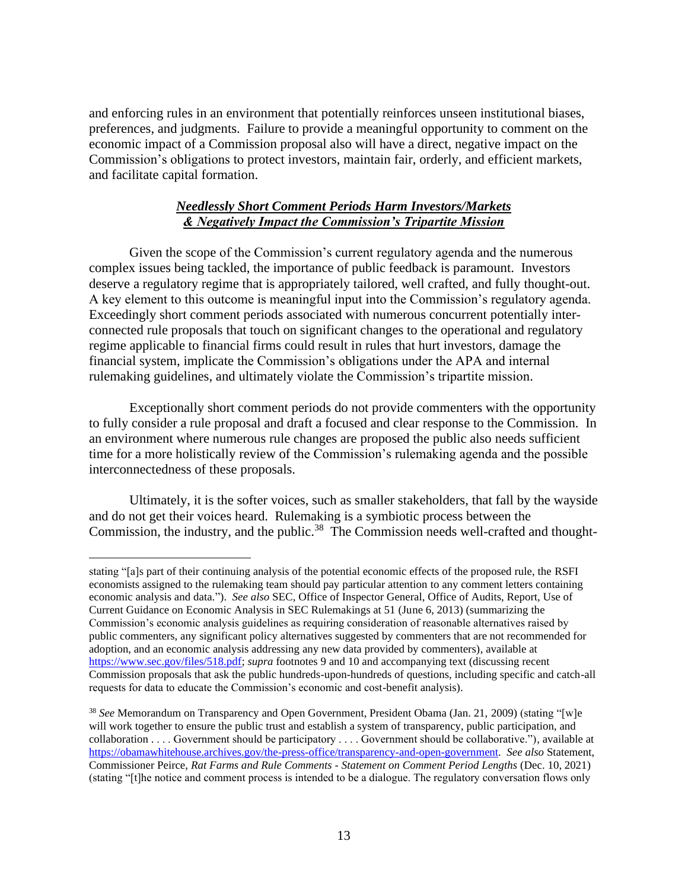and enforcing rules in an environment that potentially reinforces unseen institutional biases, preferences, and judgments. Failure to provide a meaningful opportunity to comment on the economic impact of a Commission proposal also will have a direct, negative impact on the Commission's obligations to protect investors, maintain fair, orderly, and efficient markets, and facilitate capital formation.

***Needlessly Short Comment Periods Harm Investors/Markets & Negatively Impact the Commission's Tripartite Mission***

Given the scope of the Commission's current regulatory agenda and the numerous complex issues being tackled, the importance of public feedback is paramount. Investors deserve a regulatory regime that is appropriately tailored, well crafted, and fully thought-out. A key element to this outcome is meaningful input into the Commission's regulatory agenda. Exceedingly short comment periods associated with numerous concurrent potentially inter-connected rule proposals that touch on significant changes to the operational and regulatory regime applicable to financial firms could result in rules that hurt investors, damage the financial system, implicate the Commission's obligations under the APA and internal rulemaking guidelines, and ultimately violate the Commission's tripartite mission.

Exceptionally short comment periods do not provide commenters with the opportunity to fully consider a rule proposal and draft a focused and clear response to the Commission. In an environment where numerous rule changes are proposed the public also needs sufficient time for a more holistically review of the Commission's rulemaking agenda and the possible interconnectedness of these proposals.

Ultimately, it is the softer voices, such as smaller stakeholders, that fall by the wayside and do not get their voices heard. Rulemaking is a symbiotic process between the Commission, the industry, and the public.[38] The Commission needs well-crafted and thought-

---

stating "[a]s part of their continuing analysis of the potential economic effects of the proposed rule, the RSFI economists assigned to the rulemaking team should pay particular attention to any comment letters containing economic analysis and data."). *See also* SEC, Office of Inspector General, Office of Audits, Report, Use of Current Guidance on Economic Analysis in SEC Rulemakings at 51 (June 6, 2013) (summarizing the Commission's economic analysis guidelines as requiring consideration of reasonable alternatives raised by public commenters, any significant policy alternatives suggested by commenters that are not recommended for adoption, and an economic analysis addressing any new data provided by commenters), available at https://www.sec.gov/files/518.pdf; *supra* footnotes 9 and 10 and accompanying text (discussing recent Commission proposals that ask the public hundreds-upon-hundreds of questions, including specific and catch-all requests for data to educate the Commission's economic and cost-benefit analysis).

[38] *See* Memorandum on Transparency and Open Government, President Obama (Jan. 21, 2009) (stating "[w]e will work together to ensure the public trust and establish a system of transparency, public participation, and collaboration . . . . Government should be participatory . . . . Government should be collaborative."), available at https://obamawhitehouse.archives.gov/the-press-office/transparency-and-open-government. *See also* Statement, Commissioner Peirce, *Rat Farms and Rule Comments - Statement on Comment Period Lengths* (Dec. 10, 2021) (stating "[t]he notice and comment process is intended to be a dialogue. The regulatory conversation flows only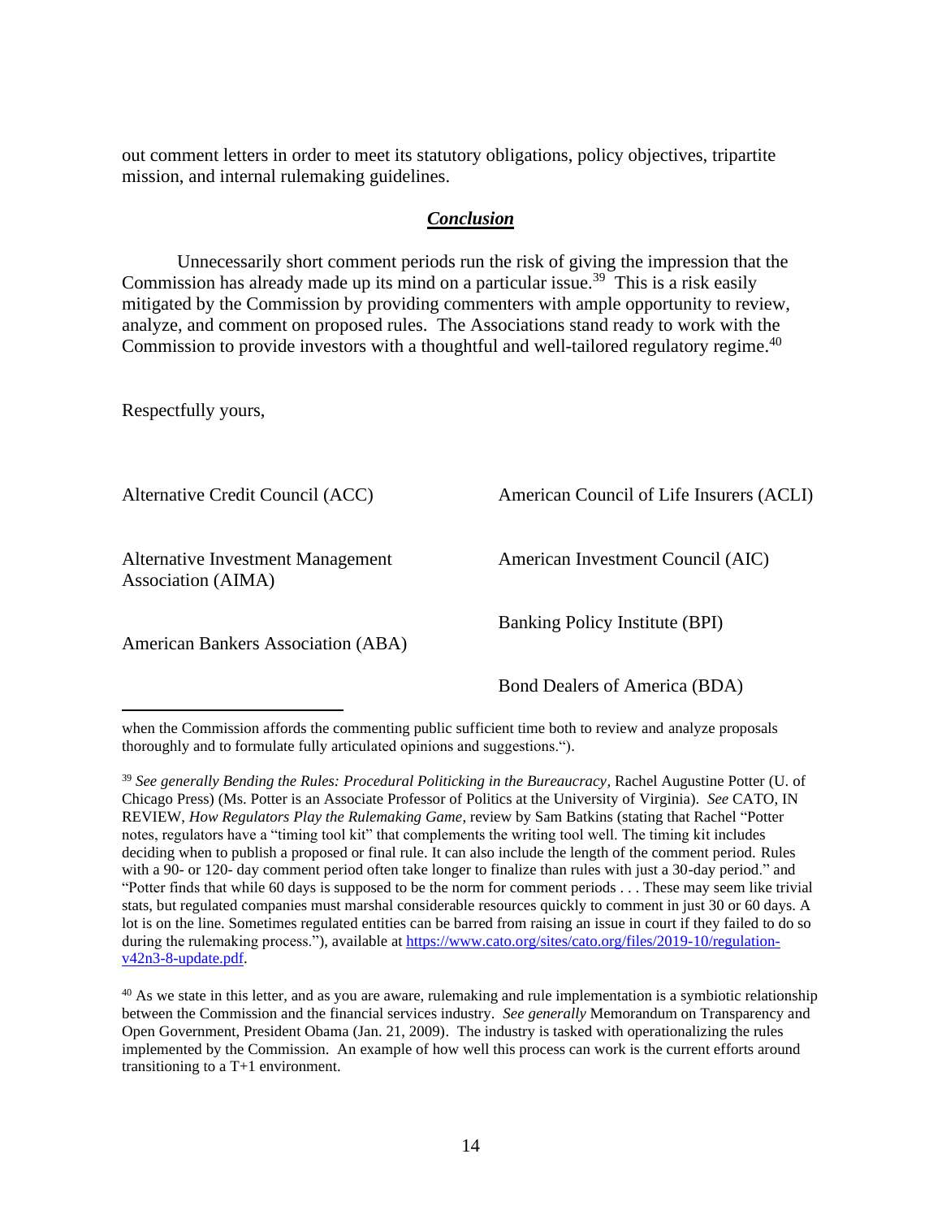out comment letters in order to meet its statutory obligations, policy objectives, tripartite mission, and internal rulemaking guidelines.

## ***Conclusion***

Unnecessarily short comment periods run the risk of giving the impression that the Commission has already made up its mind on a particular issue.[39] This is a risk easily mitigated by the Commission by providing commenters with ample opportunity to review, analyze, and comment on proposed rules. The Associations stand ready to work with the Commission to provide investors with a thoughtful and well-tailored regulatory regime.[40]

Respectfully yours,

Alternative Credit Council (ACC)

Alternative Investment Management Association (AIMA)

American Bankers Association (ABA)

American Council of Life Insurers (ACLI)

American Investment Council (AIC)

Banking Policy Institute (BPI)

Bond Dealers of America (BDA)

---

when the Commission affords the commenting public sufficient time both to review and analyze proposals thoroughly and to formulate fully articulated opinions and suggestions.").

[39] *See generally Bending the Rules: Procedural Politicking in the Bureaucracy*, Rachel Augustine Potter (U. of Chicago Press) (Ms. Potter is an Associate Professor of Politics at the University of Virginia). *See* CATO, IN REVIEW, *How Regulators Play the Rulemaking Game*, review by Sam Batkins (stating that Rachel "Potter notes, regulators have a "timing tool kit" that complements the writing tool well. The timing kit includes deciding when to publish a proposed or final rule. It can also include the length of the comment period. Rules with a 90- or 120- day comment period often take longer to finalize than rules with just a 30-day period." and "Potter finds that while 60 days is supposed to be the norm for comment periods . . . These may seem like trivial stats, but regulated companies must marshal considerable resources quickly to comment in just 30 or 60 days. A lot is on the line. Sometimes regulated entities can be barred from raising an issue in court if they failed to do so during the rulemaking process."), available at [https://www.cato.org/sites/cato.org/files/2019-10/regulation-v42n3-8-update.pdf](https://www.cato.org/sites/cato.org/files/2019-10/regulation-v42n3-8-update.pdf).

[40] As we state in this letter, and as you are aware, rulemaking and rule implementation is a symbiotic relationship between the Commission and the financial services industry. *See generally* Memorandum on Transparency and Open Government, President Obama (Jan. 21, 2009). The industry is tasked with operationalizing the rules implemented by the Commission. An example of how well this process can work is the current efforts around transitioning to a T+1 environment.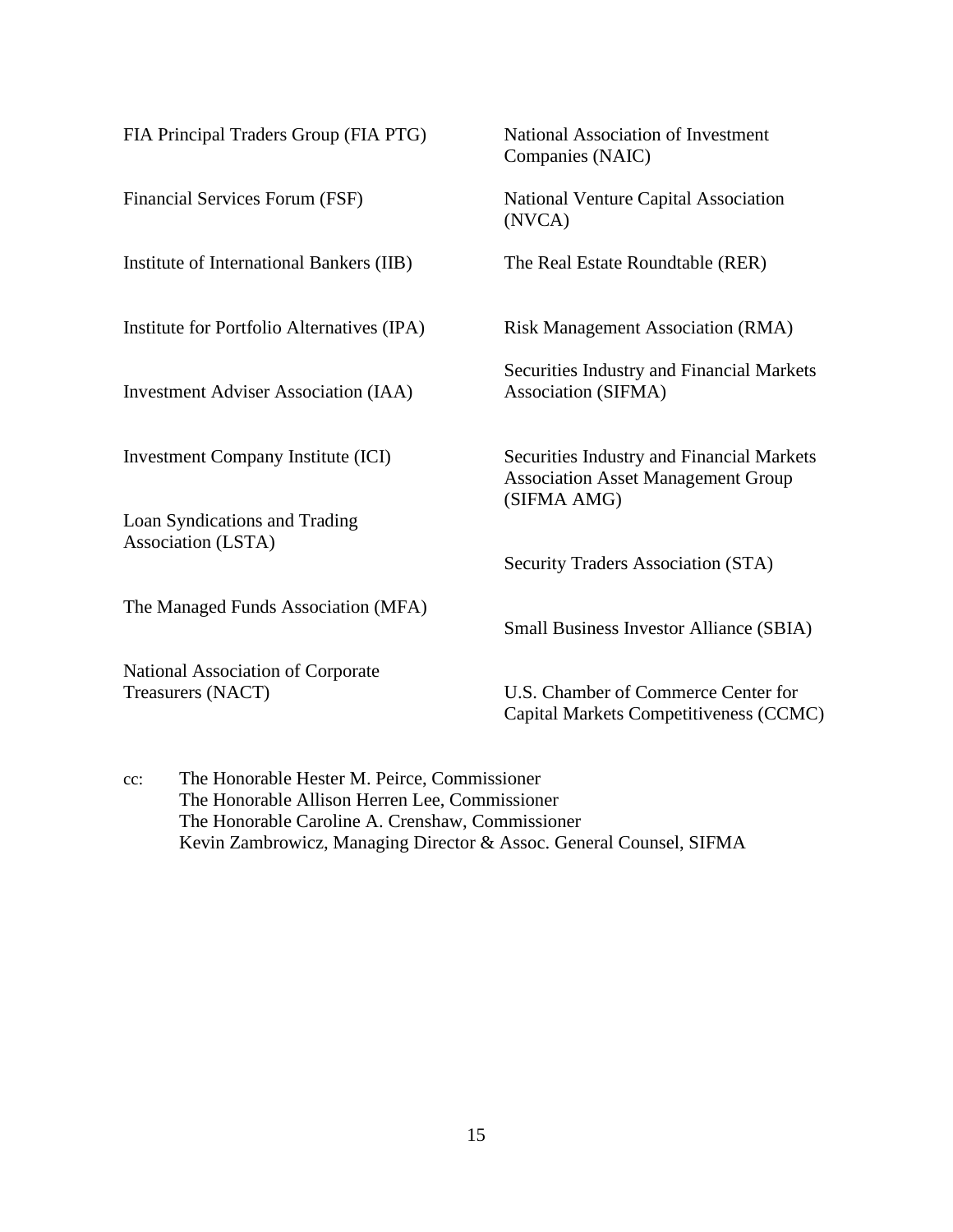FIA Principal Traders Group (FIA PTG)

Financial Services Forum (FSF)

Institute of International Bankers (IIB)

Institute for Portfolio Alternatives (IPA)

Investment Adviser Association (IAA)

Investment Company Institute (ICI)

Loan Syndications and Trading Association (LSTA)

The Managed Funds Association (MFA)

National Association of Corporate Treasurers (NACT)

National Association of Investment Companies (NAIC)

National Venture Capital Association (NVCA)

The Real Estate Roundtable (RER)

Risk Management Association (RMA)

Securities Industry and Financial Markets Association (SIFMA)

Securities Industry and Financial Markets Association Asset Management Group (SIFMA AMG)

Security Traders Association (STA)

Small Business Investor Alliance (SBIA)

U.S. Chamber of Commerce Center for Capital Markets Competitiveness (CCMC)

cc: The Honorable Hester M. Peirce, Commissioner
The Honorable Allison Herren Lee, Commissioner
The Honorable Caroline A. Crenshaw, Commissioner
Kevin Zambrowicz, Managing Director & Assoc. General Counsel, SIFMA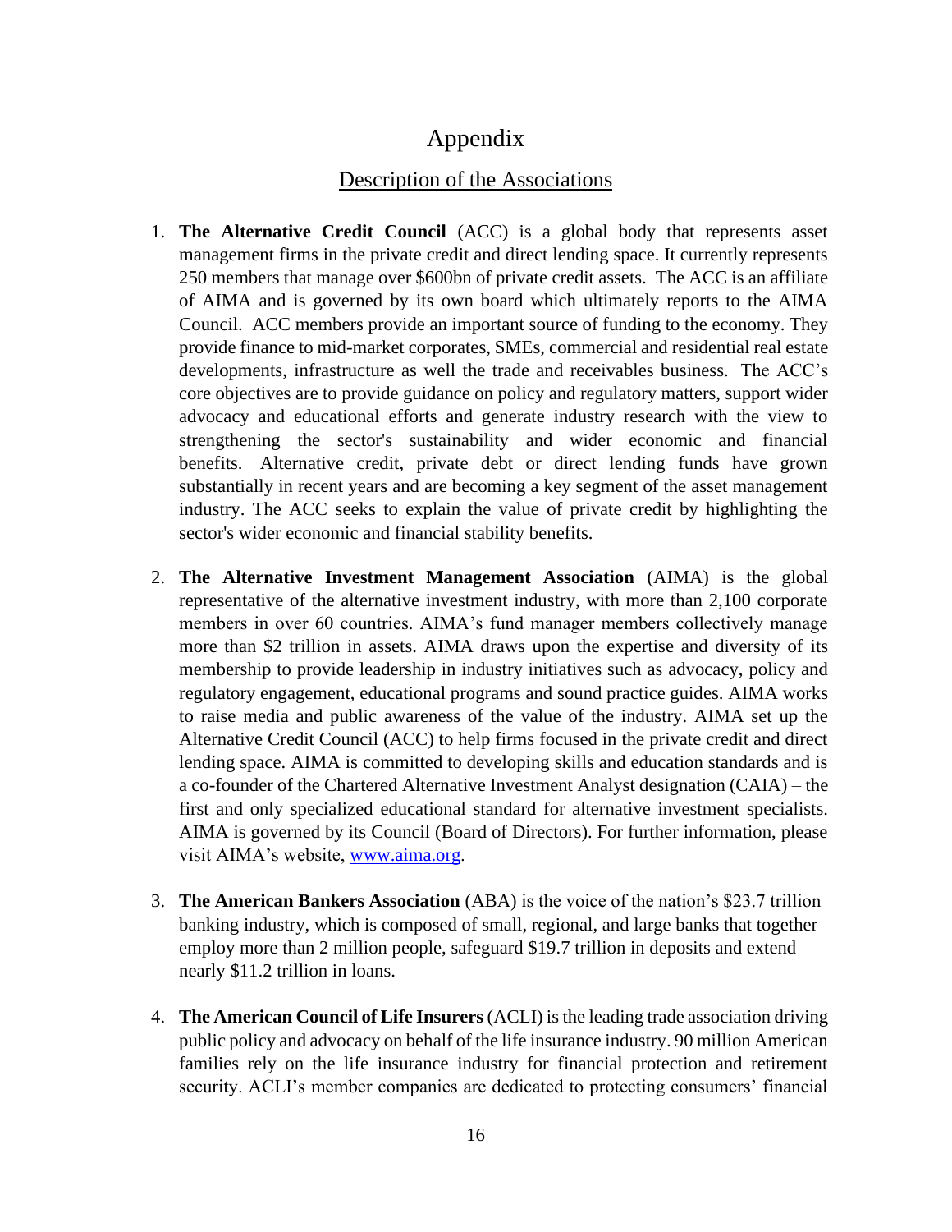# Appendix

## Description of the Associations

1. **The Alternative Credit Council** (ACC) is a global body that represents asset management firms in the private credit and direct lending space. It currently represents 250 members that manage over $600bn of private credit assets. The ACC is an affiliate of AIMA and is governed by its own board which ultimately reports to the AIMA Council. ACC members provide an important source of funding to the economy. They provide finance to mid-market corporates, SMEs, commercial and residential real estate developments, infrastructure as well the trade and receivables business. The ACC's core objectives are to provide guidance on policy and regulatory matters, support wider advocacy and educational efforts and generate industry research with the view to strengthening the sector's sustainability and wider economic and financial benefits. Alternative credit, private debt or direct lending funds have grown substantially in recent years and are becoming a key segment of the asset management industry. The ACC seeks to explain the value of private credit by highlighting the sector's wider economic and financial stability benefits.

2. **The Alternative Investment Management Association** (AIMA) is the global representative of the alternative investment industry, with more than 2,100 corporate members in over 60 countries. AIMA's fund manager members collectively manage more than $2 trillion in assets. AIMA draws upon the expertise and diversity of its membership to provide leadership in industry initiatives such as advocacy, policy and regulatory engagement, educational programs and sound practice guides. AIMA works to raise media and public awareness of the value of the industry. AIMA set up the Alternative Credit Council (ACC) to help firms focused in the private credit and direct lending space. AIMA is committed to developing skills and education standards and is a co-founder of the Chartered Alternative Investment Analyst designation (CAIA) – the first and only specialized educational standard for alternative investment specialists. AIMA is governed by its Council (Board of Directors). For further information, please visit AIMA's website, [www.aima.org](http://www.aima.org).

3. **The American Bankers Association** (ABA) is the voice of the nation's $23.7 trillion banking industry, which is composed of small, regional, and large banks that together employ more than 2 million people, safeguard $19.7 trillion in deposits and extend nearly $11.2 trillion in loans.

4. **The American Council of Life Insurers** (ACLI) is the leading trade association driving public policy and advocacy on behalf of the life insurance industry. 90 million American families rely on the life insurance industry for financial protection and retirement security. ACLI's member companies are dedicated to protecting consumers' financial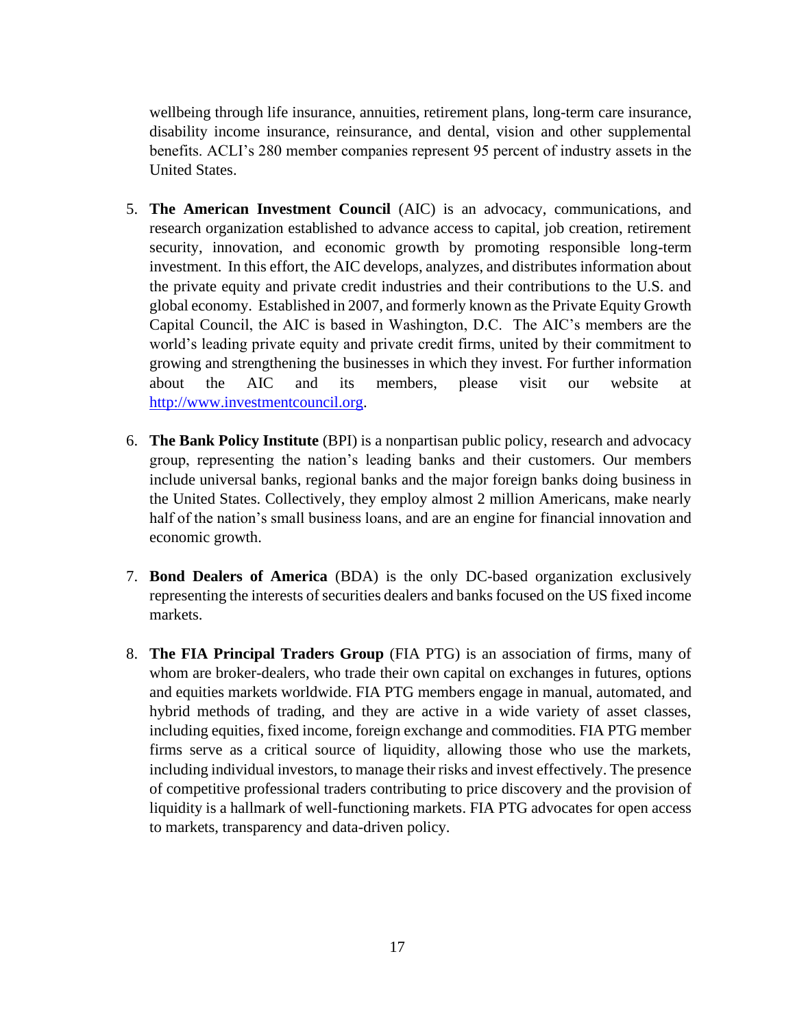wellbeing through life insurance, annuities, retirement plans, long-term care insurance, disability income insurance, reinsurance, and dental, vision and other supplemental benefits. ACLI's 280 member companies represent 95 percent of industry assets in the United States.

5. **The American Investment Council** (AIC) is an advocacy, communications, and research organization established to advance access to capital, job creation, retirement security, innovation, and economic growth by promoting responsible long-term investment. In this effort, the AIC develops, analyzes, and distributes information about the private equity and private credit industries and their contributions to the U.S. and global economy. Established in 2007, and formerly known as the Private Equity Growth Capital Council, the AIC is based in Washington, D.C. The AIC's members are the world's leading private equity and private credit firms, united by their commitment to growing and strengthening the businesses in which they invest. For further information about the AIC and its members, please visit our website at http://www.investmentcouncil.org.

6. **The Bank Policy Institute** (BPI) is a nonpartisan public policy, research and advocacy group, representing the nation's leading banks and their customers. Our members include universal banks, regional banks and the major foreign banks doing business in the United States. Collectively, they employ almost 2 million Americans, make nearly half of the nation's small business loans, and are an engine for financial innovation and economic growth.

7. **Bond Dealers of America** (BDA) is the only DC-based organization exclusively representing the interests of securities dealers and banks focused on the US fixed income markets.

8. **The FIA Principal Traders Group** (FIA PTG) is an association of firms, many of whom are broker-dealers, who trade their own capital on exchanges in futures, options and equities markets worldwide. FIA PTG members engage in manual, automated, and hybrid methods of trading, and they are active in a wide variety of asset classes, including equities, fixed income, foreign exchange and commodities. FIA PTG member firms serve as a critical source of liquidity, allowing those who use the markets, including individual investors, to manage their risks and invest effectively. The presence of competitive professional traders contributing to price discovery and the provision of liquidity is a hallmark of well-functioning markets. FIA PTG advocates for open access to markets, transparency and data-driven policy.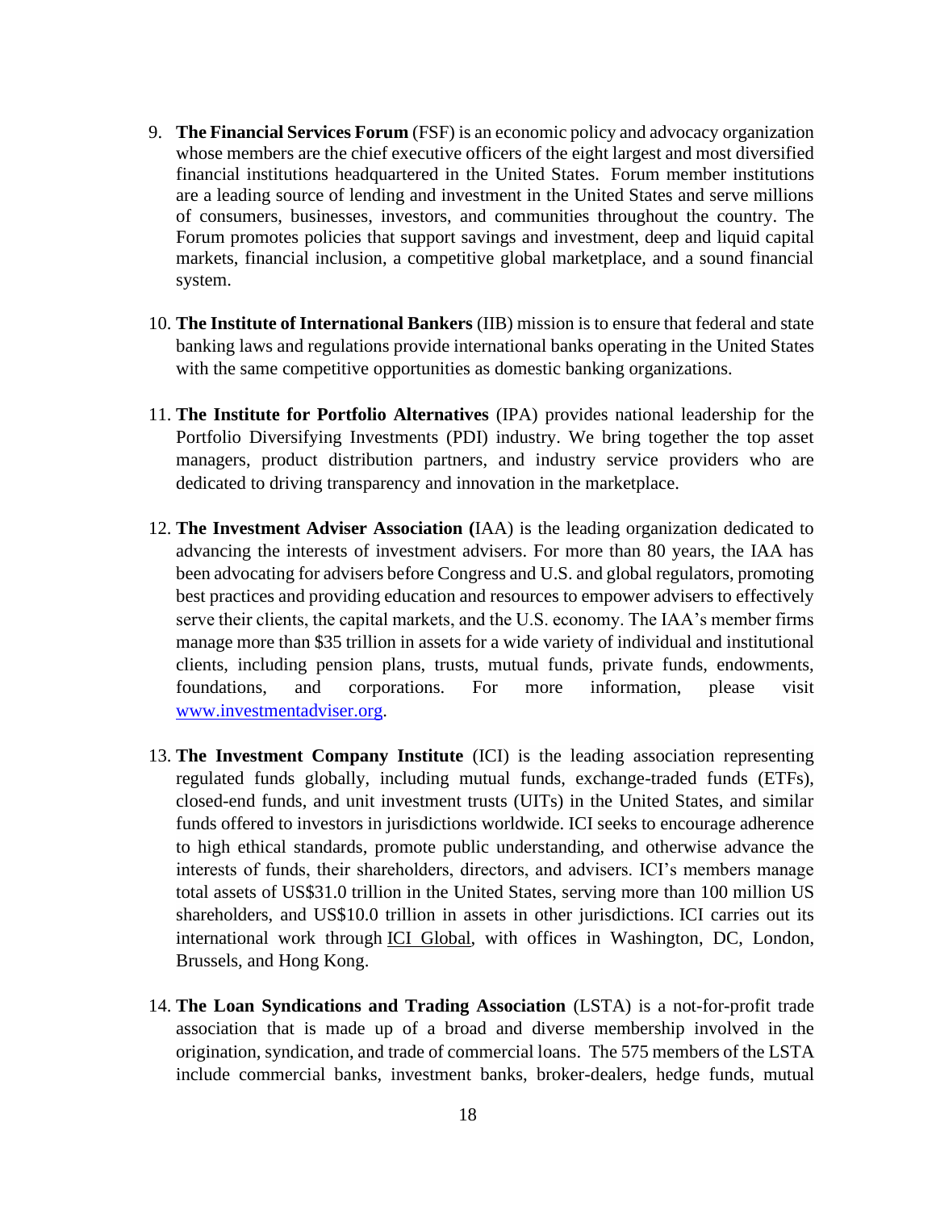9. **The Financial Services Forum** (FSF) is an economic policy and advocacy organization whose members are the chief executive officers of the eight largest and most diversified financial institutions headquartered in the United States. Forum member institutions are a leading source of lending and investment in the United States and serve millions of consumers, businesses, investors, and communities throughout the country. The Forum promotes policies that support savings and investment, deep and liquid capital markets, financial inclusion, a competitive global marketplace, and a sound financial system.

10. **The Institute of International Bankers** (IIB) mission is to ensure that federal and state banking laws and regulations provide international banks operating in the United States with the same competitive opportunities as domestic banking organizations.

11. **The Institute for Portfolio Alternatives** (IPA) provides national leadership for the Portfolio Diversifying Investments (PDI) industry. We bring together the top asset managers, product distribution partners, and industry service providers who are dedicated to driving transparency and innovation in the marketplace.

12. **The Investment Adviser Association (**IAA) is the leading organization dedicated to advancing the interests of investment advisers. For more than 80 years, the IAA has been advocating for advisers before Congress and U.S. and global regulators, promoting best practices and providing education and resources to empower advisers to effectively serve their clients, the capital markets, and the U.S. economy. The IAA's member firms manage more than $35 trillion in assets for a wide variety of individual and institutional clients, including pension plans, trusts, mutual funds, private funds, endowments, foundations, and corporations. For more information, please visit [www.investmentadviser.org](http://www.investmentadviser.org).

13. **The Investment Company Institute** (ICI) is the leading association representing regulated funds globally, including mutual funds, exchange-traded funds (ETFs), closed-end funds, and unit investment trusts (UITs) in the United States, and similar funds offered to investors in jurisdictions worldwide. ICI seeks to encourage adherence to high ethical standards, promote public understanding, and otherwise advance the interests of funds, their shareholders, directors, and advisers. ICI's members manage total assets of US$31.0 trillion in the United States, serving more than 100 million US shareholders, and US$10.0 trillion in assets in other jurisdictions. ICI carries out its international work through ICI Global, with offices in Washington, DC, London, Brussels, and Hong Kong.

14. **The Loan Syndications and Trading Association** (LSTA) is a not-for-profit trade association that is made up of a broad and diverse membership involved in the origination, syndication, and trade of commercial loans. The 575 members of the LSTA include commercial banks, investment banks, broker-dealers, hedge funds, mutual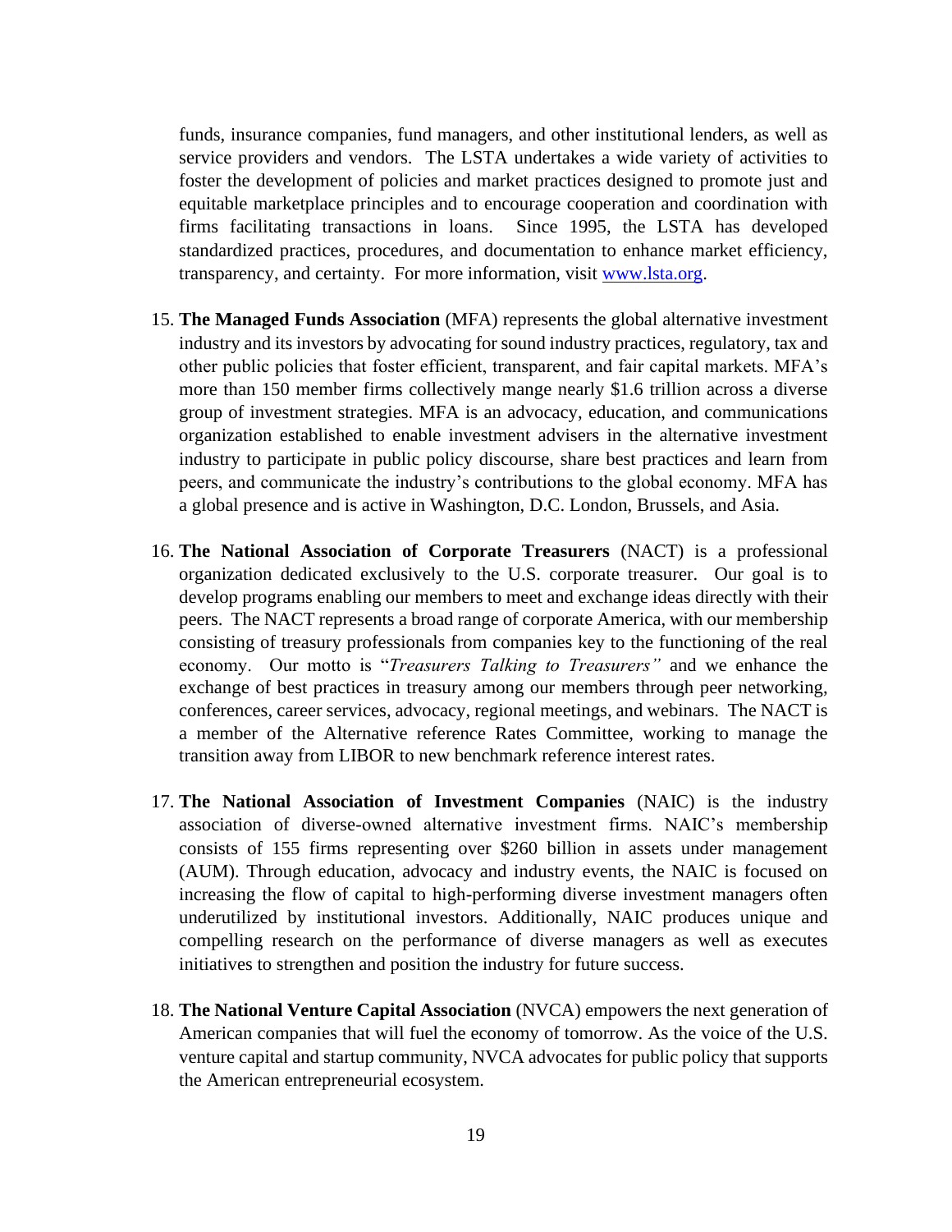funds, insurance companies, fund managers, and other institutional lenders, as well as service providers and vendors. The LSTA undertakes a wide variety of activities to foster the development of policies and market practices designed to promote just and equitable marketplace principles and to encourage cooperation and coordination with firms facilitating transactions in loans. Since 1995, the LSTA has developed standardized practices, procedures, and documentation to enhance market efficiency, transparency, and certainty. For more information, visit [www.lsta.org](http://www.lsta.org).

15. **The Managed Funds Association** (MFA) represents the global alternative investment industry and its investors by advocating for sound industry practices, regulatory, tax and other public policies that foster efficient, transparent, and fair capital markets. MFA's more than 150 member firms collectively mange nearly $1.6 trillion across a diverse group of investment strategies. MFA is an advocacy, education, and communications organization established to enable investment advisers in the alternative investment industry to participate in public policy discourse, share best practices and learn from peers, and communicate the industry's contributions to the global economy. MFA has a global presence and is active in Washington, D.C. London, Brussels, and Asia.

16. **The National Association of Corporate Treasurers** (NACT) is a professional organization dedicated exclusively to the U.S. corporate treasurer. Our goal is to develop programs enabling our members to meet and exchange ideas directly with their peers. The NACT represents a broad range of corporate America, with our membership consisting of treasury professionals from companies key to the functioning of the real economy. Our motto is "*Treasurers Talking to Treasurers"* and we enhance the exchange of best practices in treasury among our members through peer networking, conferences, career services, advocacy, regional meetings, and webinars. The NACT is a member of the Alternative reference Rates Committee, working to manage the transition away from LIBOR to new benchmark reference interest rates.

17. **The National Association of Investment Companies** (NAIC) is the industry association of diverse-owned alternative investment firms. NAIC's membership consists of 155 firms representing over $260 billion in assets under management (AUM). Through education, advocacy and industry events, the NAIC is focused on increasing the flow of capital to high-performing diverse investment managers often underutilized by institutional investors. Additionally, NAIC produces unique and compelling research on the performance of diverse managers as well as executes initiatives to strengthen and position the industry for future success.

18. **The National Venture Capital Association** (NVCA) empowers the next generation of American companies that will fuel the economy of tomorrow. As the voice of the U.S. venture capital and startup community, NVCA advocates for public policy that supports the American entrepreneurial ecosystem.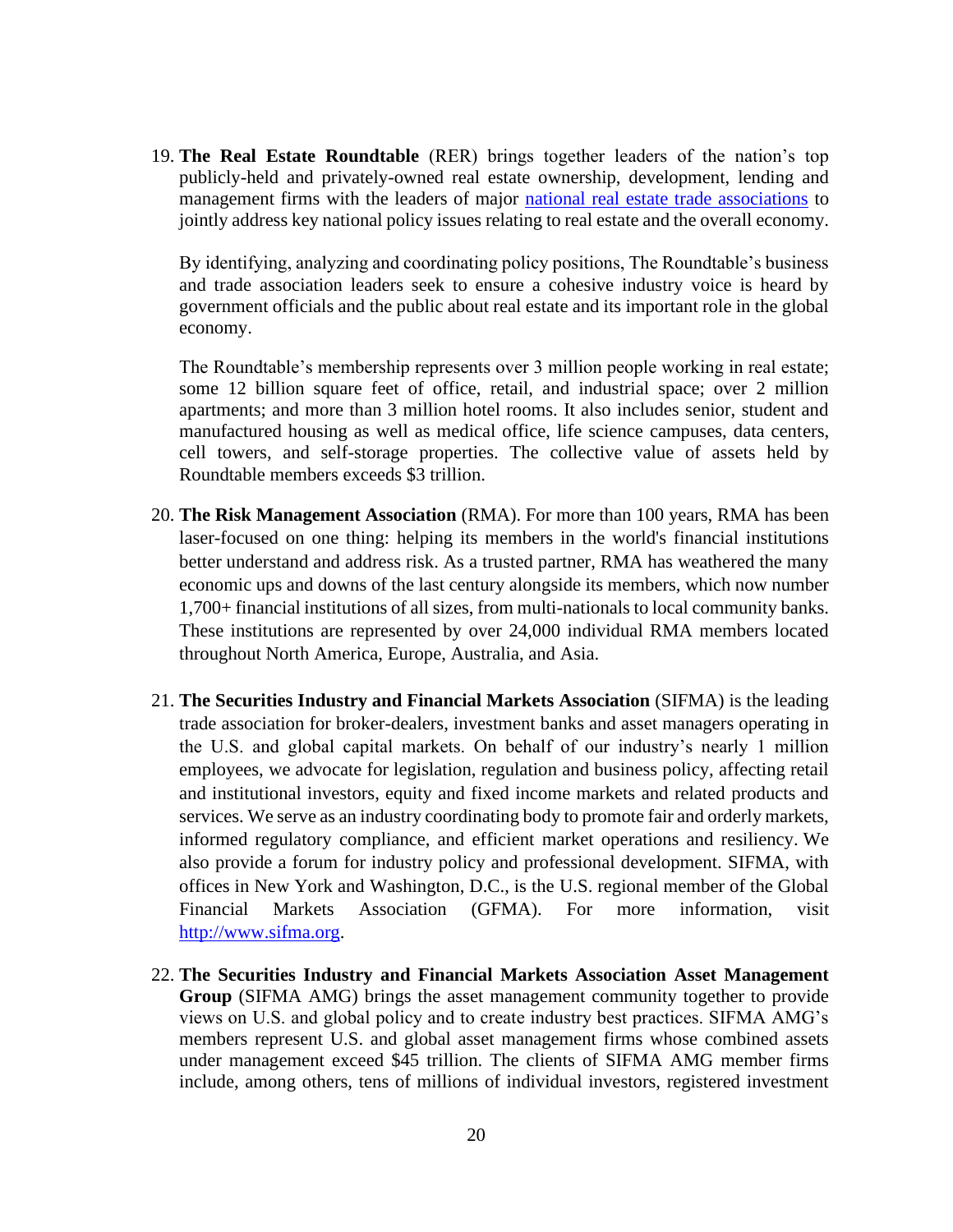19. **The Real Estate Roundtable** (RER) brings together leaders of the nation's top publicly-held and privately-owned real estate ownership, development, lending and management firms with the leaders of major [national real estate trade associations](national real estate trade associations) to jointly address key national policy issues relating to real estate and the overall economy.

    By identifying, analyzing and coordinating policy positions, The Roundtable's business and trade association leaders seek to ensure a cohesive industry voice is heard by government officials and the public about real estate and its important role in the global economy.

    The Roundtable's membership represents over 3 million people working in real estate; some 12 billion square feet of office, retail, and industrial space; over 2 million apartments; and more than 3 million hotel rooms. It also includes senior, student and manufactured housing as well as medical office, life science campuses, data centers, cell towers, and self-storage properties. The collective value of assets held by Roundtable members exceeds $3 trillion.

20. **The Risk Management Association** (RMA). For more than 100 years, RMA has been laser-focused on one thing: helping its members in the world's financial institutions better understand and address risk. As a trusted partner, RMA has weathered the many economic ups and downs of the last century alongside its members, which now number 1,700+ financial institutions of all sizes, from multi-nationals to local community banks. These institutions are represented by over 24,000 individual RMA members located throughout North America, Europe, Australia, and Asia.

21. **The Securities Industry and Financial Markets Association** (SIFMA) is the leading trade association for broker-dealers, investment banks and asset managers operating in the U.S. and global capital markets. On behalf of our industry's nearly 1 million employees, we advocate for legislation, regulation and business policy, affecting retail and institutional investors, equity and fixed income markets and related products and services. We serve as an industry coordinating body to promote fair and orderly markets, informed regulatory compliance, and efficient market operations and resiliency. We also provide a forum for industry policy and professional development. SIFMA, with offices in New York and Washington, D.C., is the U.S. regional member of the Global Financial Markets Association (GFMA). For more information, visit [http://www.sifma.org](http://www.sifma.org).

22. **The Securities Industry and Financial Markets Association Asset Management Group** (SIFMA AMG) brings the asset management community together to provide views on U.S. and global policy and to create industry best practices. SIFMA AMG's members represent U.S. and global asset management firms whose combined assets under management exceed $45 trillion. The clients of SIFMA AMG member firms include, among others, tens of millions of individual investors, registered investment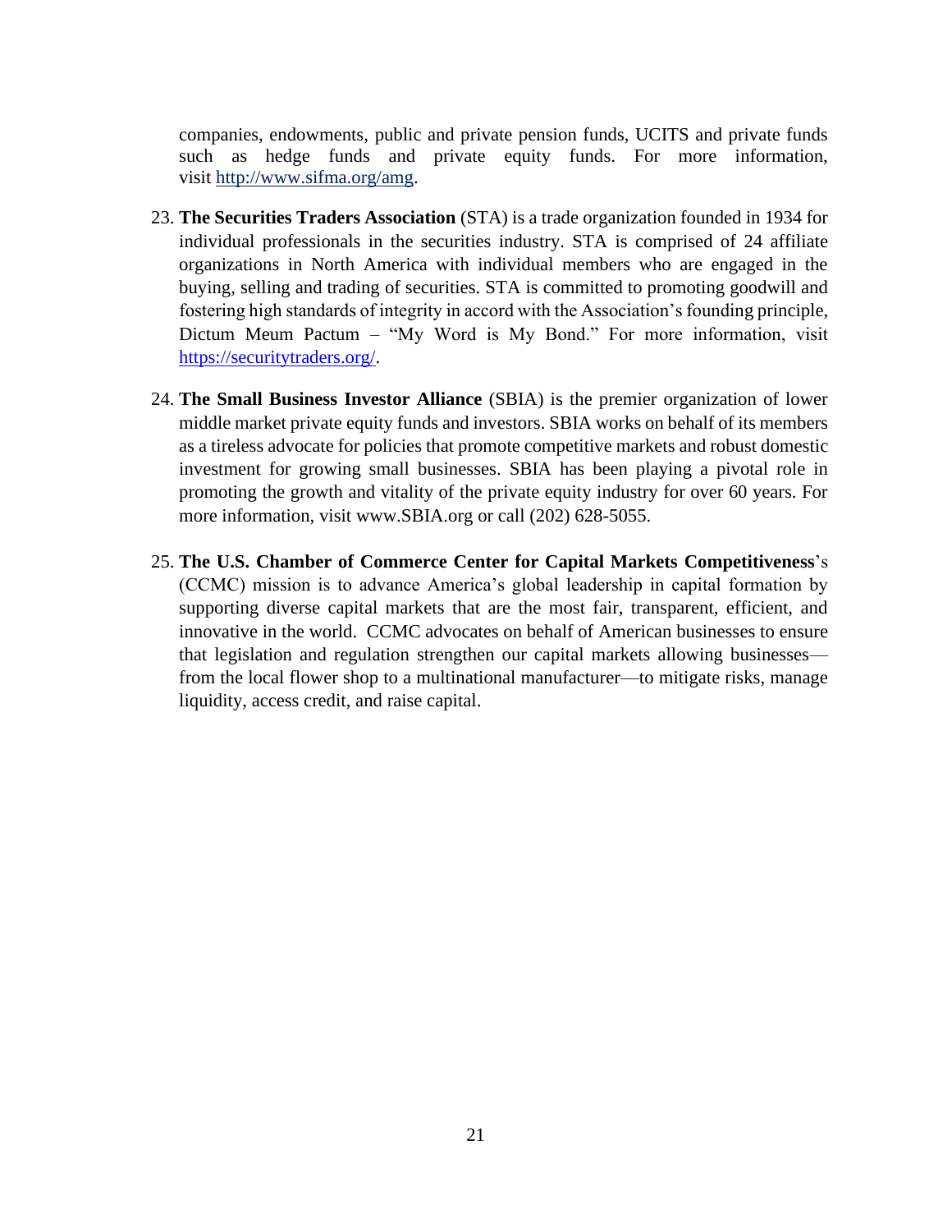companies, endowments, public and private pension funds, UCITS and private funds such as hedge funds and private equity funds. For more information, visit http://www.sifma.org/amg.

23. **The Securities Traders Association** (STA) is a trade organization founded in 1934 for individual professionals in the securities industry. STA is comprised of 24 affiliate organizations in North America with individual members who are engaged in the buying, selling and trading of securities. STA is committed to promoting goodwill and fostering high standards of integrity in accord with the Association's founding principle, Dictum Meum Pactum – "My Word is My Bond." For more information, visit https://securitytraders.org/.

24. **The Small Business Investor Alliance** (SBIA) is the premier organization of lower middle market private equity funds and investors. SBIA works on behalf of its members as a tireless advocate for policies that promote competitive markets and robust domestic investment for growing small businesses. SBIA has been playing a pivotal role in promoting the growth and vitality of the private equity industry for over 60 years. For more information, visit www.SBIA.org or call (202) 628-5055.

25. **The U.S. Chamber of Commerce Center for Capital Markets Competitiveness**'s (CCMC) mission is to advance America's global leadership in capital formation by supporting diverse capital markets that are the most fair, transparent, efficient, and innovative in the world. CCMC advocates on behalf of American businesses to ensure that legislation and regulation strengthen our capital markets allowing businesses—from the local flower shop to a multinational manufacturer—to mitigate risks, manage liquidity, access credit, and raise capital.